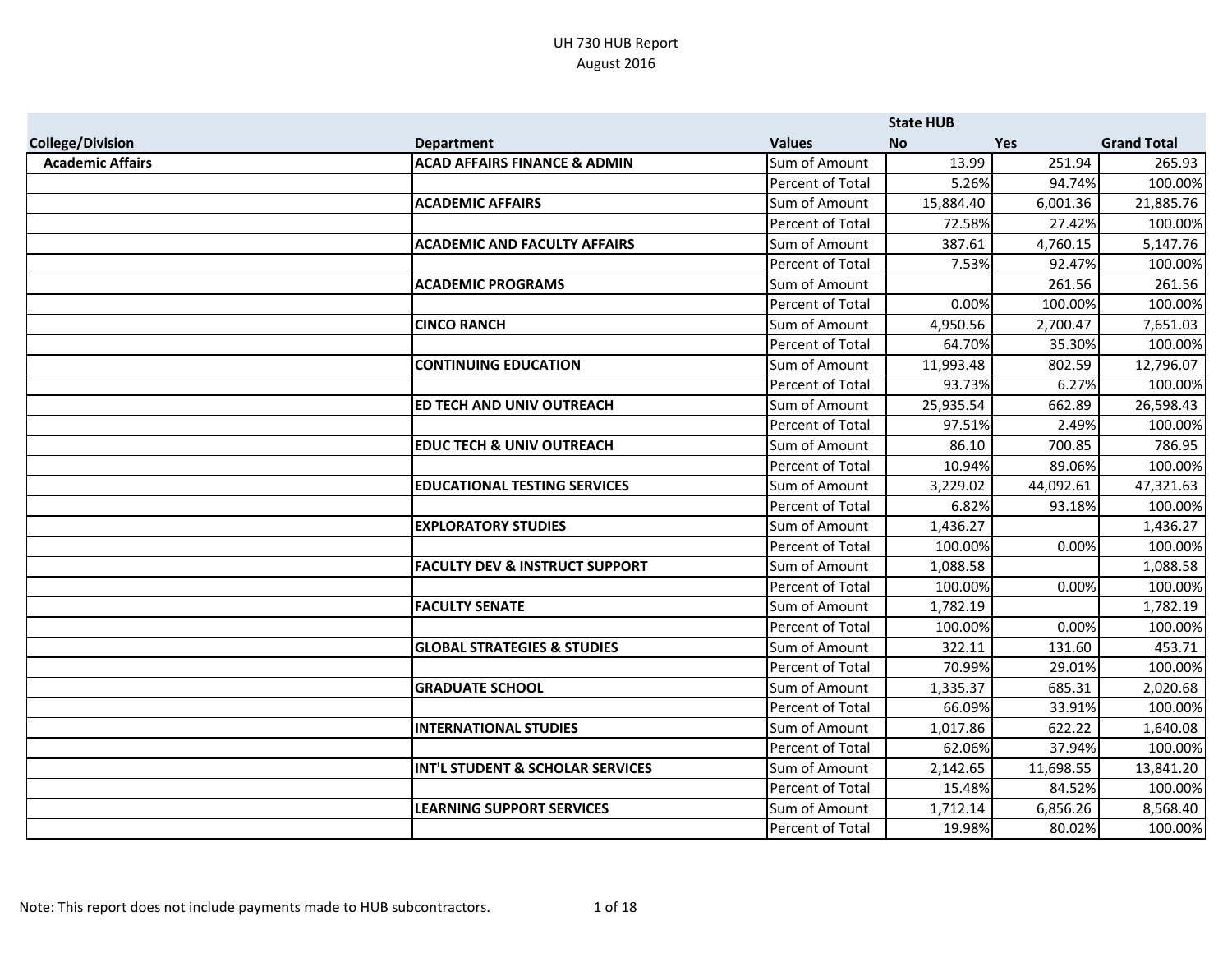# UH 730 HUB Report
## August 2016

| College/Division | Department | Values | State HUB No | Yes | Grand Total |
|---|---|---|---|---|---|
| Academic Affairs | ACAD AFFAIRS FINANCE & ADMIN | Sum of Amount | 13.99 | 251.94 | 265.93 |
| | | Percent of Total | 5.26% | 94.74% | 100.00% |
| | ACADEMIC AFFAIRS | Sum of Amount | 15,884.40 | 6,001.36 | 21,885.76 |
| | | Percent of Total | 72.58% | 27.42% | 100.00% |
| | ACADEMIC AND FACULTY AFFAIRS | Sum of Amount | 387.61 | 4,760.15 | 5,147.76 |
| | | Percent of Total | 7.53% | 92.47% | 100.00% |
| | ACADEMIC PROGRAMS | Sum of Amount | | 261.56 | 261.56 |
| | | Percent of Total | 0.00% | 100.00% | 100.00% |
| | CINCO RANCH | Sum of Amount | 4,950.56 | 2,700.47 | 7,651.03 |
| | | Percent of Total | 64.70% | 35.30% | 100.00% |
| | CONTINUING EDUCATION | Sum of Amount | 11,993.48 | 802.59 | 12,796.07 |
| | | Percent of Total | 93.73% | 6.27% | 100.00% |
| | ED TECH AND UNIV OUTREACH | Sum of Amount | 25,935.54 | 662.89 | 26,598.43 |
| | | Percent of Total | 97.51% | 2.49% | 100.00% |
| | EDUC TECH & UNIV OUTREACH | Sum of Amount | 86.10 | 700.85 | 786.95 |
| | | Percent of Total | 10.94% | 89.06% | 100.00% |
| | EDUCATIONAL TESTING SERVICES | Sum of Amount | 3,229.02 | 44,092.61 | 47,321.63 |
| | | Percent of Total | 6.82% | 93.18% | 100.00% |
| | EXPLORATORY STUDIES | Sum of Amount | 1,436.27 | | 1,436.27 |
| | | Percent of Total | 100.00% | 0.00% | 100.00% |
| | FACULTY DEV & INSTRUCT SUPPORT | Sum of Amount | 1,088.58 | | 1,088.58 |
| | | Percent of Total | 100.00% | 0.00% | 100.00% |
| | FACULTY SENATE | Sum of Amount | 1,782.19 | | 1,782.19 |
| | | Percent of Total | 100.00% | 0.00% | 100.00% |
| | GLOBAL STRATEGIES & STUDIES | Sum of Amount | 322.11 | 131.60 | 453.71 |
| | | Percent of Total | 70.99% | 29.01% | 100.00% |
| | GRADUATE SCHOOL | Sum of Amount | 1,335.37 | 685.31 | 2,020.68 |
| | | Percent of Total | 66.09% | 33.91% | 100.00% |
| | INTERNATIONAL STUDIES | Sum of Amount | 1,017.86 | 622.22 | 1,640.08 |
| | | Percent of Total | 62.06% | 37.94% | 100.00% |
| | INT'L STUDENT & SCHOLAR SERVICES | Sum of Amount | 2,142.65 | 11,698.55 | 13,841.20 |
| | | Percent of Total | 15.48% | 84.52% | 100.00% |
| | LEARNING SUPPORT SERVICES | Sum of Amount | 1,712.14 | 6,856.26 | 8,568.40 |
| | | Percent of Total | 19.98% | 80.02% | 100.00% |

Note: This report does not include payments made to HUB subcontractors.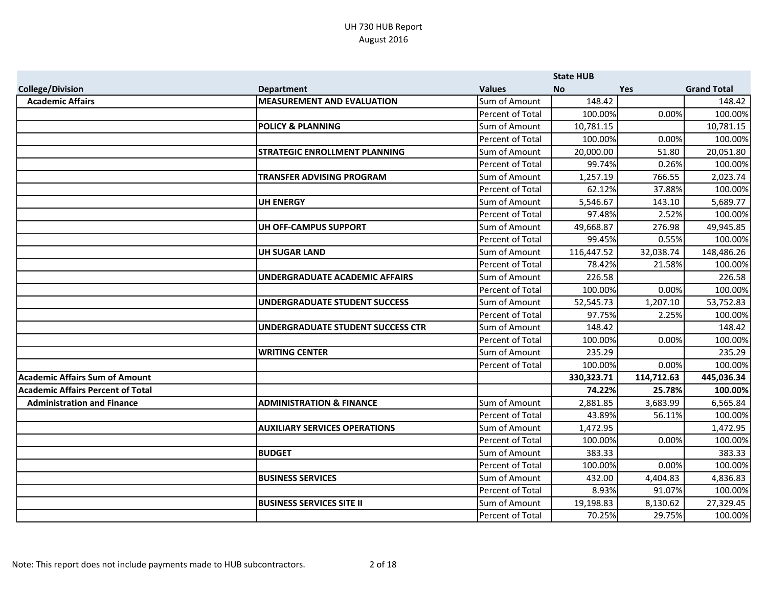UH 730 HUB Report
August 2016

| College/Division | Department | Values | State HUB No | Yes | Grand Total |
|---|---|---|---|---|---|
| **Academic Affairs** | **MEASUREMENT AND EVALUATION** | Sum of Amount | 148.42 | | 148.42 |
| | | Percent of Total | 100.00% | 0.00% | 100.00% |
| | **POLICY & PLANNING** | Sum of Amount | 10,781.15 | | 10,781.15 |
| | | Percent of Total | 100.00% | 0.00% | 100.00% |
| | **STRATEGIC ENROLLMENT PLANNING** | Sum of Amount | 20,000.00 | 51.80 | 20,051.80 |
| | | Percent of Total | 99.74% | 0.26% | 100.00% |
| | **TRANSFER ADVISING PROGRAM** | Sum of Amount | 1,257.19 | 766.55 | 2,023.74 |
| | | Percent of Total | 62.12% | 37.88% | 100.00% |
| | **UH ENERGY** | Sum of Amount | 5,546.67 | 143.10 | 5,689.77 |
| | | Percent of Total | 97.48% | 2.52% | 100.00% |
| | **UH OFF-CAMPUS SUPPORT** | Sum of Amount | 49,668.87 | 276.98 | 49,945.85 |
| | | Percent of Total | 99.45% | 0.55% | 100.00% |
| | **UH SUGAR LAND** | Sum of Amount | 116,447.52 | 32,038.74 | 148,486.26 |
| | | Percent of Total | 78.42% | 21.58% | 100.00% |
| | **UNDERGRADUATE ACADEMIC AFFAIRS** | Sum of Amount | 226.58 | | 226.58 |
| | | Percent of Total | 100.00% | 0.00% | 100.00% |
| | **UNDERGRADUATE STUDENT SUCCESS** | Sum of Amount | 52,545.73 | 1,207.10 | 53,752.83 |
| | | Percent of Total | 97.75% | 2.25% | 100.00% |
| | **UNDERGRADUATE STUDENT SUCCESS CTR** | Sum of Amount | 148.42 | | 148.42 |
| | | Percent of Total | 100.00% | 0.00% | 100.00% |
| | **WRITING CENTER** | Sum of Amount | 235.29 | | 235.29 |
| | | Percent of Total | 100.00% | 0.00% | 100.00% |
| **Academic Affairs Sum of Amount** | | | **330,323.71** | **114,712.63** | **445,036.34** |
| **Academic Affairs Percent of Total** | | | **74.22%** | **25.78%** | **100.00%** |
| **Administration and Finance** | **ADMINISTRATION & FINANCE** | Sum of Amount | 2,881.85 | 3,683.99 | 6,565.84 |
| | | Percent of Total | 43.89% | 56.11% | 100.00% |
| | **AUXILIARY SERVICES OPERATIONS** | Sum of Amount | 1,472.95 | | 1,472.95 |
| | | Percent of Total | 100.00% | 0.00% | 100.00% |
| | **BUDGET** | Sum of Amount | 383.33 | | 383.33 |
| | | Percent of Total | 100.00% | 0.00% | 100.00% |
| | **BUSINESS SERVICES** | Sum of Amount | 432.00 | 4,404.83 | 4,836.83 |
| | | Percent of Total | 8.93% | 91.07% | 100.00% |
| | **BUSINESS SERVICES SITE II** | Sum of Amount | 19,198.83 | 8,130.62 | 27,329.45 |
| | | Percent of Total | 70.25% | 29.75% | 100.00% |

Note: This report does not include payments made to HUB subcontractors.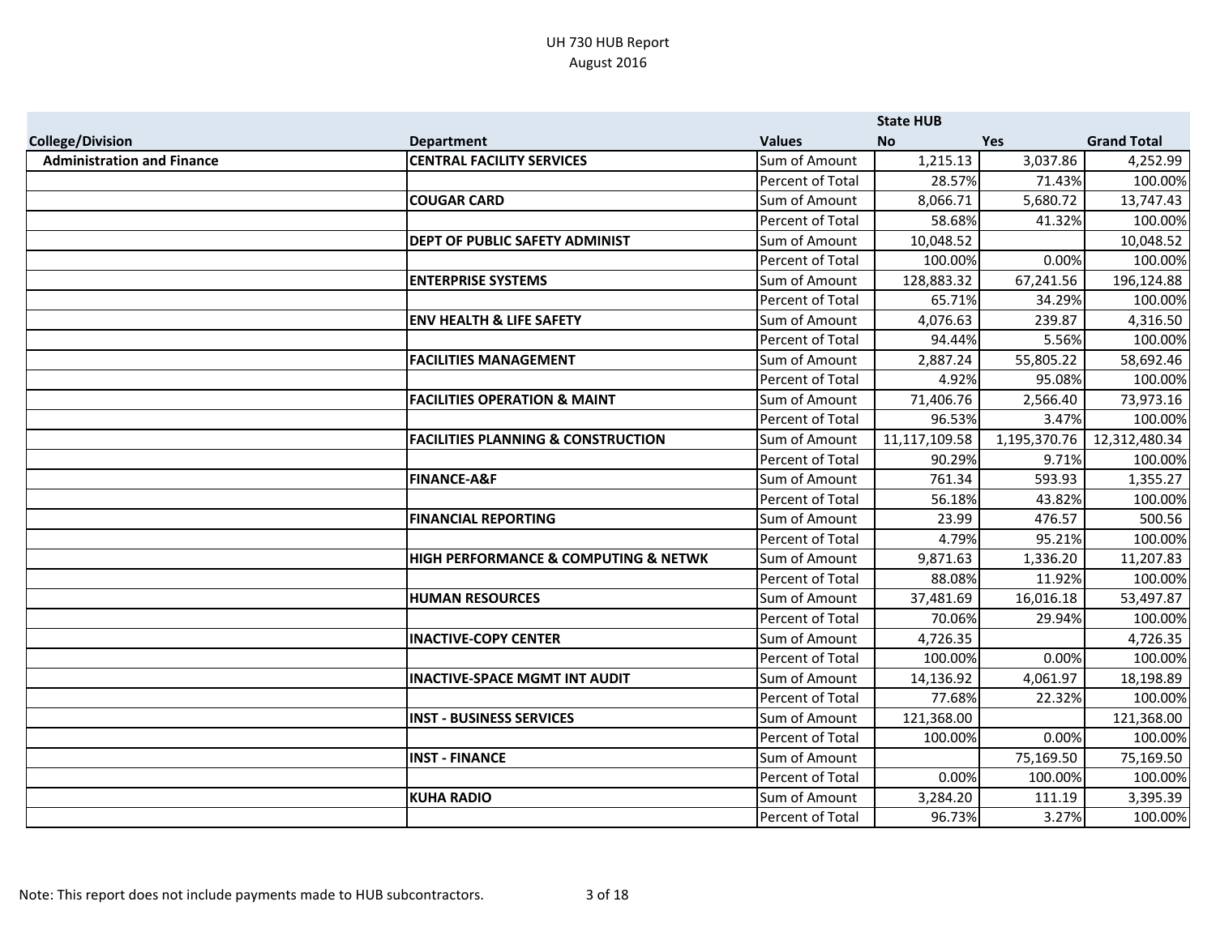UH 730 HUB Report
August 2016

| College/Division | Department | Values | State HUB No | Yes | Grand Total |
|---|---|---|---|---|---|
| Administration and Finance | CENTRAL FACILITY SERVICES | Sum of Amount | 1,215.13 | 3,037.86 | 4,252.99 |
| | | Percent of Total | 28.57% | 71.43% | 100.00% |
| | COUGAR CARD | Sum of Amount | 8,066.71 | 5,680.72 | 13,747.43 |
| | | Percent of Total | 58.68% | 41.32% | 100.00% |
| | DEPT OF PUBLIC SAFETY ADMINIST | Sum of Amount | 10,048.52 | | 10,048.52 |
| | | Percent of Total | 100.00% | 0.00% | 100.00% |
| | ENTERPRISE SYSTEMS | Sum of Amount | 128,883.32 | 67,241.56 | 196,124.88 |
| | | Percent of Total | 65.71% | 34.29% | 100.00% |
| | ENV HEALTH & LIFE SAFETY | Sum of Amount | 4,076.63 | 239.87 | 4,316.50 |
| | | Percent of Total | 94.44% | 5.56% | 100.00% |
| | FACILITIES MANAGEMENT | Sum of Amount | 2,887.24 | 55,805.22 | 58,692.46 |
| | | Percent of Total | 4.92% | 95.08% | 100.00% |
| | FACILITIES OPERATION & MAINT | Sum of Amount | 71,406.76 | 2,566.40 | 73,973.16 |
| | | Percent of Total | 96.53% | 3.47% | 100.00% |
| | FACILITIES PLANNING & CONSTRUCTION | Sum of Amount | 11,117,109.58 | 1,195,370.76 | 12,312,480.34 |
| | | Percent of Total | 90.29% | 9.71% | 100.00% |
| | FINANCE-A&F | Sum of Amount | 761.34 | 593.93 | 1,355.27 |
| | | Percent of Total | 56.18% | 43.82% | 100.00% |
| | FINANCIAL REPORTING | Sum of Amount | 23.99 | 476.57 | 500.56 |
| | | Percent of Total | 4.79% | 95.21% | 100.00% |
| | HIGH PERFORMANCE & COMPUTING & NETWK | Sum of Amount | 9,871.63 | 1,336.20 | 11,207.83 |
| | | Percent of Total | 88.08% | 11.92% | 100.00% |
| | HUMAN RESOURCES | Sum of Amount | 37,481.69 | 16,016.18 | 53,497.87 |
| | | Percent of Total | 70.06% | 29.94% | 100.00% |
| | INACTIVE-COPY CENTER | Sum of Amount | 4,726.35 | | 4,726.35 |
| | | Percent of Total | 100.00% | 0.00% | 100.00% |
| | INACTIVE-SPACE MGMT INT AUDIT | Sum of Amount | 14,136.92 | 4,061.97 | 18,198.89 |
| | | Percent of Total | 77.68% | 22.32% | 100.00% |
| | INST - BUSINESS SERVICES | Sum of Amount | 121,368.00 | | 121,368.00 |
| | | Percent of Total | 100.00% | 0.00% | 100.00% |
| | INST - FINANCE | Sum of Amount | | 75,169.50 | 75,169.50 |
| | | Percent of Total | 0.00% | 100.00% | 100.00% |
| | KUHA RADIO | Sum of Amount | 3,284.20 | 111.19 | 3,395.39 |
| | | Percent of Total | 96.73% | 3.27% | 100.00% |

Note: This report does not include payments made to HUB subcontractors.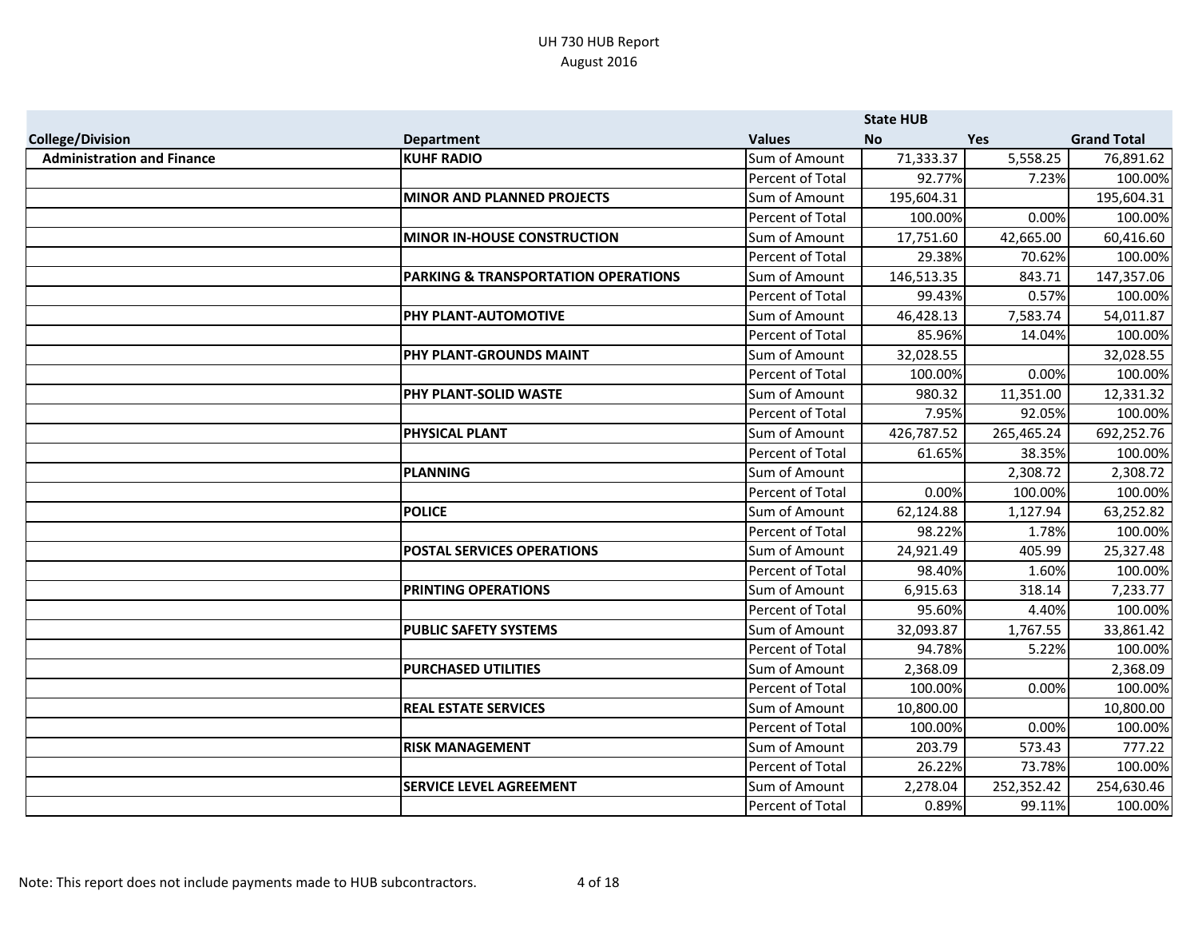UH 730 HUB Report
August 2016

| | | | State HUB | | |
|---|---|---|---|---|---|
| **College/Division** | **Department** | **Values** | **No** | **Yes** | **Grand Total** |
| **Administration and Finance** | **KUHF RADIO** | Sum of Amount | 71,333.37 | 5,558.25 | 76,891.62 |
| | | Percent of Total | 92.77% | 7.23% | 100.00% |
| | **MINOR AND PLANNED PROJECTS** | Sum of Amount | 195,604.31 | | 195,604.31 |
| | | Percent of Total | 100.00% | 0.00% | 100.00% |
| | **MINOR IN-HOUSE CONSTRUCTION** | Sum of Amount | 17,751.60 | 42,665.00 | 60,416.60 |
| | | Percent of Total | 29.38% | 70.62% | 100.00% |
| | **PARKING & TRANSPORTATION OPERATIONS** | Sum of Amount | 146,513.35 | 843.71 | 147,357.06 |
| | | Percent of Total | 99.43% | 0.57% | 100.00% |
| | **PHY PLANT-AUTOMOTIVE** | Sum of Amount | 46,428.13 | 7,583.74 | 54,011.87 |
| | | Percent of Total | 85.96% | 14.04% | 100.00% |
| | **PHY PLANT-GROUNDS MAINT** | Sum of Amount | 32,028.55 | | 32,028.55 |
| | | Percent of Total | 100.00% | 0.00% | 100.00% |
| | **PHY PLANT-SOLID WASTE** | Sum of Amount | 980.32 | 11,351.00 | 12,331.32 |
| | | Percent of Total | 7.95% | 92.05% | 100.00% |
| | **PHYSICAL PLANT** | Sum of Amount | 426,787.52 | 265,465.24 | 692,252.76 |
| | | Percent of Total | 61.65% | 38.35% | 100.00% |
| | **PLANNING** | Sum of Amount | | 2,308.72 | 2,308.72 |
| | | Percent of Total | 0.00% | 100.00% | 100.00% |
| | **POLICE** | Sum of Amount | 62,124.88 | 1,127.94 | 63,252.82 |
| | | Percent of Total | 98.22% | 1.78% | 100.00% |
| | **POSTAL SERVICES OPERATIONS** | Sum of Amount | 24,921.49 | 405.99 | 25,327.48 |
| | | Percent of Total | 98.40% | 1.60% | 100.00% |
| | **PRINTING OPERATIONS** | Sum of Amount | 6,915.63 | 318.14 | 7,233.77 |
| | | Percent of Total | 95.60% | 4.40% | 100.00% |
| | **PUBLIC SAFETY SYSTEMS** | Sum of Amount | 32,093.87 | 1,767.55 | 33,861.42 |
| | | Percent of Total | 94.78% | 5.22% | 100.00% |
| | **PURCHASED UTILITIES** | Sum of Amount | 2,368.09 | | 2,368.09 |
| | | Percent of Total | 100.00% | 0.00% | 100.00% |
| | **REAL ESTATE SERVICES** | Sum of Amount | 10,800.00 | | 10,800.00 |
| | | Percent of Total | 100.00% | 0.00% | 100.00% |
| | **RISK MANAGEMENT** | Sum of Amount | 203.79 | 573.43 | 777.22 |
| | | Percent of Total | 26.22% | 73.78% | 100.00% |
| | **SERVICE LEVEL AGREEMENT** | Sum of Amount | 2,278.04 | 252,352.42 | 254,630.46 |
| | | Percent of Total | 0.89% | 99.11% | 100.00% |

Note: This report does not include payments made to HUB subcontractors.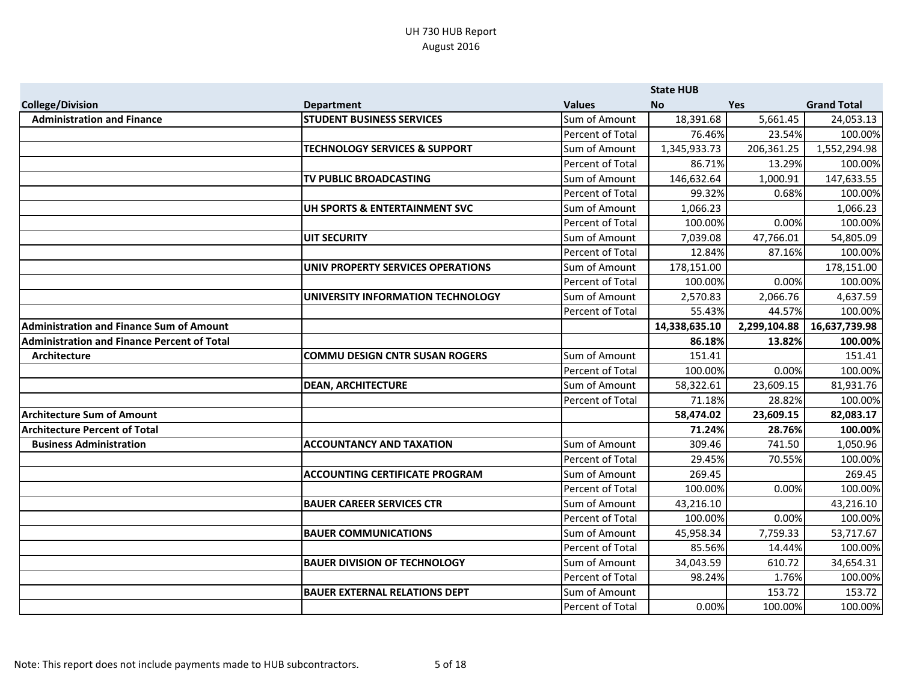UH 730 HUB Report
August 2016

| College/Division | Department | Values | State HUB No | Yes | Grand Total |
| --- | --- | --- | --- | --- | --- |
| Administration and Finance | STUDENT BUSINESS SERVICES | Sum of Amount | 18,391.68 | 5,661.45 | 24,053.13 |
| | | Percent of Total | 76.46% | 23.54% | 100.00% |
| | TECHNOLOGY SERVICES & SUPPORT | Sum of Amount | 1,345,933.73 | 206,361.25 | 1,552,294.98 |
| | | Percent of Total | 86.71% | 13.29% | 100.00% |
| | TV PUBLIC BROADCASTING | Sum of Amount | 146,632.64 | 1,000.91 | 147,633.55 |
| | | Percent of Total | 99.32% | 0.68% | 100.00% |
| | UH SPORTS & ENTERTAINMENT SVC | Sum of Amount | 1,066.23 | | 1,066.23 |
| | | Percent of Total | 100.00% | 0.00% | 100.00% |
| | UIT SECURITY | Sum of Amount | 7,039.08 | 47,766.01 | 54,805.09 |
| | | Percent of Total | 12.84% | 87.16% | 100.00% |
| | UNIV PROPERTY SERVICES OPERATIONS | Sum of Amount | 178,151.00 | | 178,151.00 |
| | | Percent of Total | 100.00% | 0.00% | 100.00% |
| | UNIVERSITY INFORMATION TECHNOLOGY | Sum of Amount | 2,570.83 | 2,066.76 | 4,637.59 |
| | | Percent of Total | 55.43% | 44.57% | 100.00% |
| **Administration and Finance Sum of Amount** | | | **14,338,635.10** | **2,299,104.88** | **16,637,739.98** |
| **Administration and Finance Percent of Total** | | | **86.18%** | **13.82%** | **100.00%** |
| Architecture | COMMU DESIGN CNTR SUSAN ROGERS | Sum of Amount | 151.41 | | 151.41 |
| | | Percent of Total | 100.00% | 0.00% | 100.00% |
| | DEAN, ARCHITECTURE | Sum of Amount | 58,322.61 | 23,609.15 | 81,931.76 |
| | | Percent of Total | 71.18% | 28.82% | 100.00% |
| **Architecture Sum of Amount** | | | **58,474.02** | **23,609.15** | **82,083.17** |
| **Architecture Percent of Total** | | | **71.24%** | **28.76%** | **100.00%** |
| Business Administration | ACCOUNTANCY AND TAXATION | Sum of Amount | 309.46 | 741.50 | 1,050.96 |
| | | Percent of Total | 29.45% | 70.55% | 100.00% |
| | ACCOUNTING CERTIFICATE PROGRAM | Sum of Amount | 269.45 | | 269.45 |
| | | Percent of Total | 100.00% | 0.00% | 100.00% |
| | BAUER CAREER SERVICES CTR | Sum of Amount | 43,216.10 | | 43,216.10 |
| | | Percent of Total | 100.00% | 0.00% | 100.00% |
| | BAUER COMMUNICATIONS | Sum of Amount | 45,958.34 | 7,759.33 | 53,717.67 |
| | | Percent of Total | 85.56% | 14.44% | 100.00% |
| | BAUER DIVISION OF TECHNOLOGY | Sum of Amount | 34,043.59 | 610.72 | 34,654.31 |
| | | Percent of Total | 98.24% | 1.76% | 100.00% |
| | BAUER EXTERNAL RELATIONS DEPT | Sum of Amount | | 153.72 | 153.72 |
| | | Percent of Total | 0.00% | 100.00% | 100.00% |

Note: This report does not include payments made to HUB subcontractors.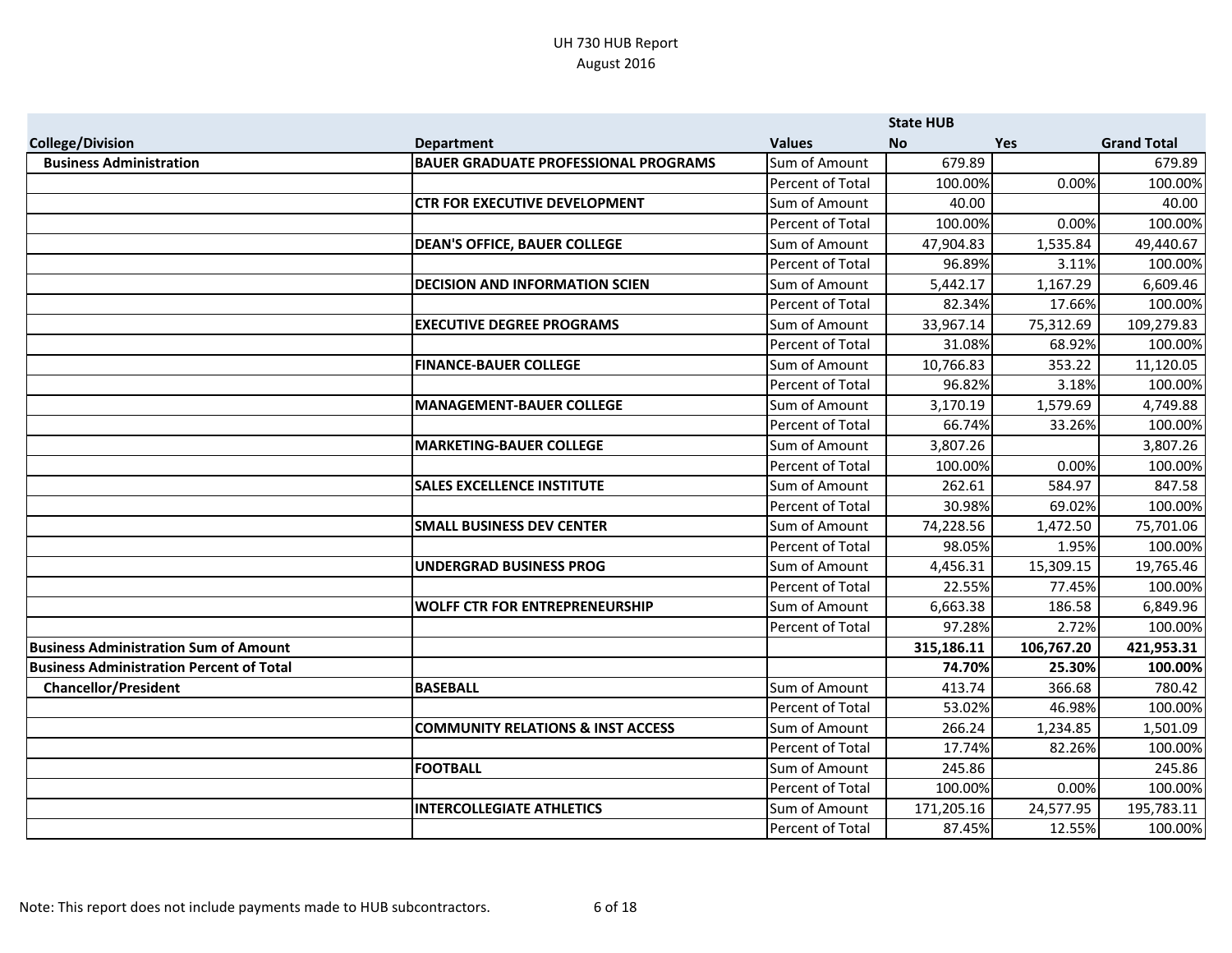UH 730 HUB Report
August 2016

| College/Division | Department | Values | State HUB No | Yes | Grand Total |
|---|---|---|---|---|---|
| **Business Administration** | **BAUER GRADUATE PROFESSIONAL PROGRAMS** | Sum of Amount | 679.89 | | 679.89 |
| | | Percent of Total | 100.00% | 0.00% | 100.00% |
| | **CTR FOR EXECUTIVE DEVELOPMENT** | Sum of Amount | 40.00 | | 40.00 |
| | | Percent of Total | 100.00% | 0.00% | 100.00% |
| | **DEAN'S OFFICE, BAUER COLLEGE** | Sum of Amount | 47,904.83 | 1,535.84 | 49,440.67 |
| | | Percent of Total | 96.89% | 3.11% | 100.00% |
| | **DECISION AND INFORMATION SCIEN** | Sum of Amount | 5,442.17 | 1,167.29 | 6,609.46 |
| | | Percent of Total | 82.34% | 17.66% | 100.00% |
| | **EXECUTIVE DEGREE PROGRAMS** | Sum of Amount | 33,967.14 | 75,312.69 | 109,279.83 |
| | | Percent of Total | 31.08% | 68.92% | 100.00% |
| | **FINANCE-BAUER COLLEGE** | Sum of Amount | 10,766.83 | 353.22 | 11,120.05 |
| | | Percent of Total | 96.82% | 3.18% | 100.00% |
| | **MANAGEMENT-BAUER COLLEGE** | Sum of Amount | 3,170.19 | 1,579.69 | 4,749.88 |
| | | Percent of Total | 66.74% | 33.26% | 100.00% |
| | **MARKETING-BAUER COLLEGE** | Sum of Amount | 3,807.26 | | 3,807.26 |
| | | Percent of Total | 100.00% | 0.00% | 100.00% |
| | **SALES EXCELLENCE INSTITUTE** | Sum of Amount | 262.61 | 584.97 | 847.58 |
| | | Percent of Total | 30.98% | 69.02% | 100.00% |
| | **SMALL BUSINESS DEV CENTER** | Sum of Amount | 74,228.56 | 1,472.50 | 75,701.06 |
| | | Percent of Total | 98.05% | 1.95% | 100.00% |
| | **UNDERGRAD BUSINESS PROG** | Sum of Amount | 4,456.31 | 15,309.15 | 19,765.46 |
| | | Percent of Total | 22.55% | 77.45% | 100.00% |
| | **WOLFF CTR FOR ENTREPRENEURSHIP** | Sum of Amount | 6,663.38 | 186.58 | 6,849.96 |
| | | Percent of Total | 97.28% | 2.72% | 100.00% |
| **Business Administration Sum of Amount** | | | **315,186.11** | **106,767.20** | **421,953.31** |
| **Business Administration Percent of Total** | | | **74.70%** | **25.30%** | **100.00%** |
| **Chancellor/President** | **BASEBALL** | Sum of Amount | 413.74 | 366.68 | 780.42 |
| | | Percent of Total | 53.02% | 46.98% | 100.00% |
| | **COMMUNITY RELATIONS & INST ACCESS** | Sum of Amount | 266.24 | 1,234.85 | 1,501.09 |
| | | Percent of Total | 17.74% | 82.26% | 100.00% |
| | **FOOTBALL** | Sum of Amount | 245.86 | | 245.86 |
| | | Percent of Total | 100.00% | 0.00% | 100.00% |
| | **INTERCOLLEGIATE ATHLETICS** | Sum of Amount | 171,205.16 | 24,577.95 | 195,783.11 |
| | | Percent of Total | 87.45% | 12.55% | 100.00% |

Note: This report does not include payments made to HUB subcontractors.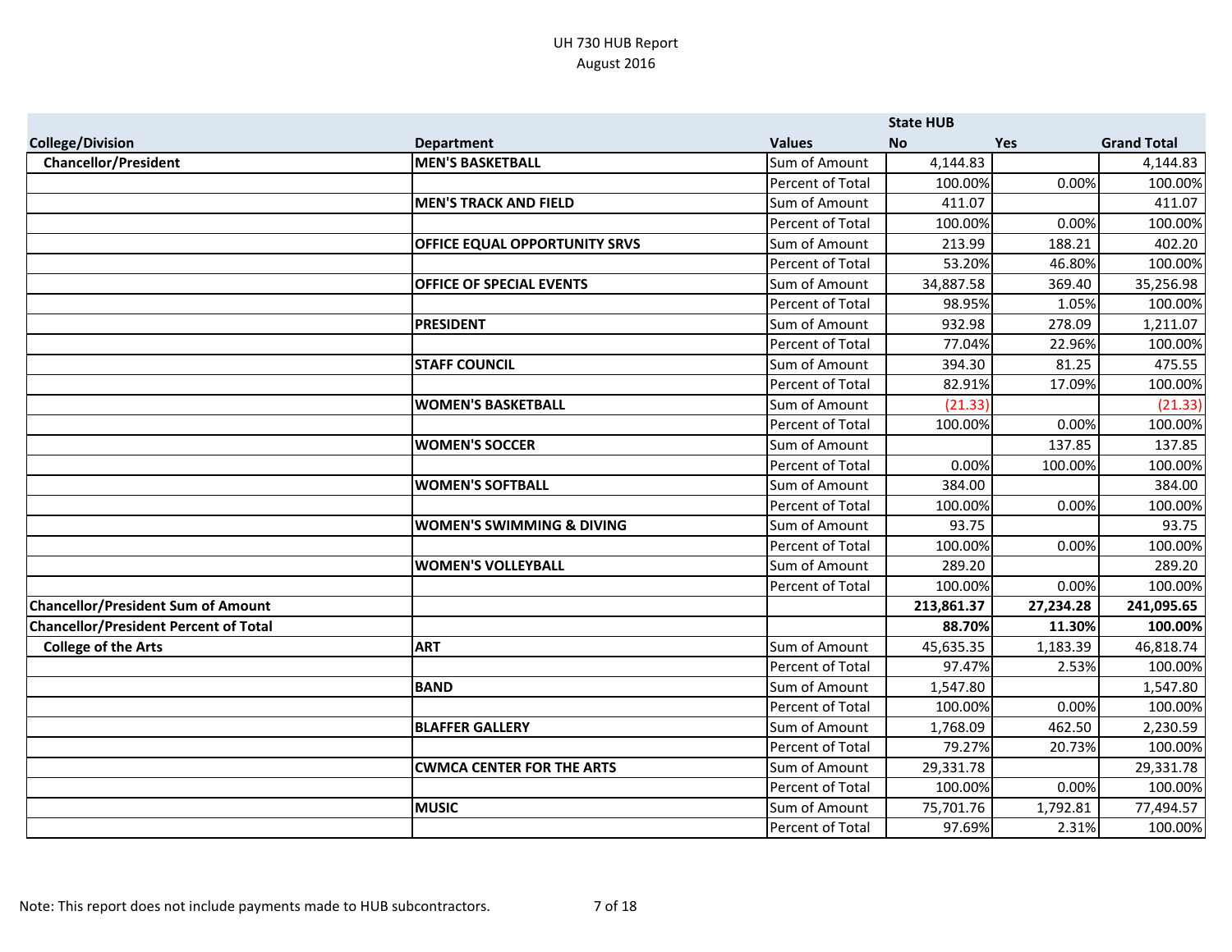UH 730 HUB Report
August 2016

| College/Division | Department | Values | State HUB No | Yes | Grand Total |
|---|---|---|---|---|---|
| Chancellor/President | MEN'S BASKETBALL | Sum of Amount | 4,144.83 | | 4,144.83 |
| | | Percent of Total | 100.00% | 0.00% | 100.00% |
| | MEN'S TRACK AND FIELD | Sum of Amount | 411.07 | | 411.07 |
| | | Percent of Total | 100.00% | 0.00% | 100.00% |
| | OFFICE EQUAL OPPORTUNITY SRVS | Sum of Amount | 213.99 | 188.21 | 402.20 |
| | | Percent of Total | 53.20% | 46.80% | 100.00% |
| | OFFICE OF SPECIAL EVENTS | Sum of Amount | 34,887.58 | 369.40 | 35,256.98 |
| | | Percent of Total | 98.95% | 1.05% | 100.00% |
| | PRESIDENT | Sum of Amount | 932.98 | 278.09 | 1,211.07 |
| | | Percent of Total | 77.04% | 22.96% | 100.00% |
| | STAFF COUNCIL | Sum of Amount | 394.30 | 81.25 | 475.55 |
| | | Percent of Total | 82.91% | 17.09% | 100.00% |
| | WOMEN'S BASKETBALL | Sum of Amount | (21.33) | | (21.33) |
| | | Percent of Total | 100.00% | 0.00% | 100.00% |
| | WOMEN'S SOCCER | Sum of Amount | | 137.85 | 137.85 |
| | | Percent of Total | 0.00% | 100.00% | 100.00% |
| | WOMEN'S SOFTBALL | Sum of Amount | 384.00 | | 384.00 |
| | | Percent of Total | 100.00% | 0.00% | 100.00% |
| | WOMEN'S SWIMMING & DIVING | Sum of Amount | 93.75 | | 93.75 |
| | | Percent of Total | 100.00% | 0.00% | 100.00% |
| | WOMEN'S VOLLEYBALL | Sum of Amount | 289.20 | | 289.20 |
| | | Percent of Total | 100.00% | 0.00% | 100.00% |
| **Chancellor/President Sum of Amount** | | | **213,861.37** | **27,234.28** | **241,095.65** |
| **Chancellor/President Percent of Total** | | | **88.70%** | **11.30%** | **100.00%** |
| College of the Arts | ART | Sum of Amount | 45,635.35 | 1,183.39 | 46,818.74 |
| | | Percent of Total | 97.47% | 2.53% | 100.00% |
| | BAND | Sum of Amount | 1,547.80 | | 1,547.80 |
| | | Percent of Total | 100.00% | 0.00% | 100.00% |
| | BLAFFER GALLERY | Sum of Amount | 1,768.09 | 462.50 | 2,230.59 |
| | | Percent of Total | 79.27% | 20.73% | 100.00% |
| | CWMCA CENTER FOR THE ARTS | Sum of Amount | 29,331.78 | | 29,331.78 |
| | | Percent of Total | 100.00% | 0.00% | 100.00% |
| | MUSIC | Sum of Amount | 75,701.76 | 1,792.81 | 77,494.57 |
| | | Percent of Total | 97.69% | 2.31% | 100.00% |

Note: This report does not include payments made to HUB subcontractors.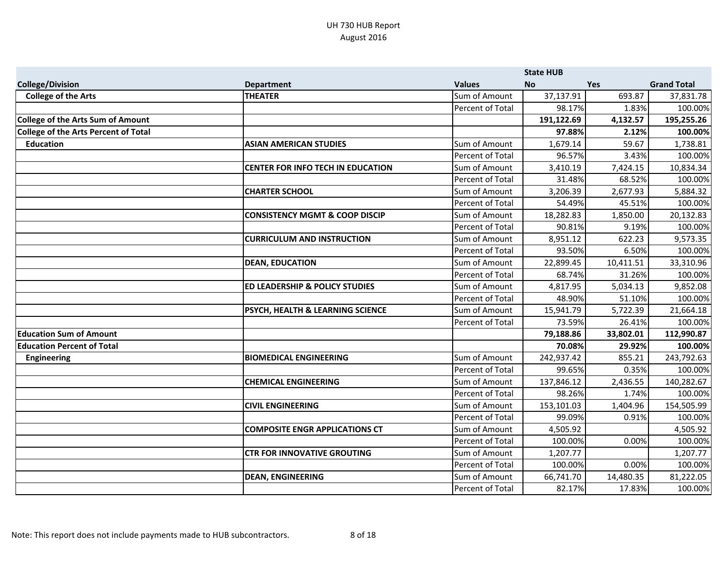UH 730 HUB Report
August 2016

| | | | State HUB | | |
|---|---|---|---|---|---|
| **College/Division** | **Department** | **Values** | **No** | **Yes** | **Grand Total** |
| **College of the Arts** | **THEATER** | Sum of Amount | 37,137.91 | 693.87 | 37,831.78 |
| | | Percent of Total | 98.17% | 1.83% | 100.00% |
| **College of the Arts Sum of Amount** | | | **191,122.69** | **4,132.57** | **195,255.26** |
| **College of the Arts Percent of Total** | | | **97.88%** | **2.12%** | **100.00%** |
| **Education** | **ASIAN AMERICAN STUDIES** | Sum of Amount | 1,679.14 | 59.67 | 1,738.81 |
| | | Percent of Total | 96.57% | 3.43% | 100.00% |
| | **CENTER FOR INFO TECH IN EDUCATION** | Sum of Amount | 3,410.19 | 7,424.15 | 10,834.34 |
| | | Percent of Total | 31.48% | 68.52% | 100.00% |
| | **CHARTER SCHOOL** | Sum of Amount | 3,206.39 | 2,677.93 | 5,884.32 |
| | | Percent of Total | 54.49% | 45.51% | 100.00% |
| | **CONSISTENCY MGMT & COOP DISCIP** | Sum of Amount | 18,282.83 | 1,850.00 | 20,132.83 |
| | | Percent of Total | 90.81% | 9.19% | 100.00% |
| | **CURRICULUM AND INSTRUCTION** | Sum of Amount | 8,951.12 | 622.23 | 9,573.35 |
| | | Percent of Total | 93.50% | 6.50% | 100.00% |
| | **DEAN, EDUCATION** | Sum of Amount | 22,899.45 | 10,411.51 | 33,310.96 |
| | | Percent of Total | 68.74% | 31.26% | 100.00% |
| | **ED LEADERSHIP & POLICY STUDIES** | Sum of Amount | 4,817.95 | 5,034.13 | 9,852.08 |
| | | Percent of Total | 48.90% | 51.10% | 100.00% |
| | **PSYCH, HEALTH & LEARNING SCIENCE** | Sum of Amount | 15,941.79 | 5,722.39 | 21,664.18 |
| | | Percent of Total | 73.59% | 26.41% | 100.00% |
| **Education Sum of Amount** | | | **79,188.86** | **33,802.01** | **112,990.87** |
| **Education Percent of Total** | | | **70.08%** | **29.92%** | **100.00%** |
| **Engineering** | **BIOMEDICAL ENGINEERING** | Sum of Amount | 242,937.42 | 855.21 | 243,792.63 |
| | | Percent of Total | 99.65% | 0.35% | 100.00% |
| | **CHEMICAL ENGINEERING** | Sum of Amount | 137,846.12 | 2,436.55 | 140,282.67 |
| | | Percent of Total | 98.26% | 1.74% | 100.00% |
| | **CIVIL ENGINEERING** | Sum of Amount | 153,101.03 | 1,404.96 | 154,505.99 |
| | | Percent of Total | 99.09% | 0.91% | 100.00% |
| | **COMPOSITE ENGR APPLICATIONS CT** | Sum of Amount | 4,505.92 | | 4,505.92 |
| | | Percent of Total | 100.00% | 0.00% | 100.00% |
| | **CTR FOR INNOVATIVE GROUTING** | Sum of Amount | 1,207.77 | | 1,207.77 |
| | | Percent of Total | 100.00% | 0.00% | 100.00% |
| | **DEAN, ENGINEERING** | Sum of Amount | 66,741.70 | 14,480.35 | 81,222.05 |
| | | Percent of Total | 82.17% | 17.83% | 100.00% |

Note: This report does not include payments made to HUB subcontractors.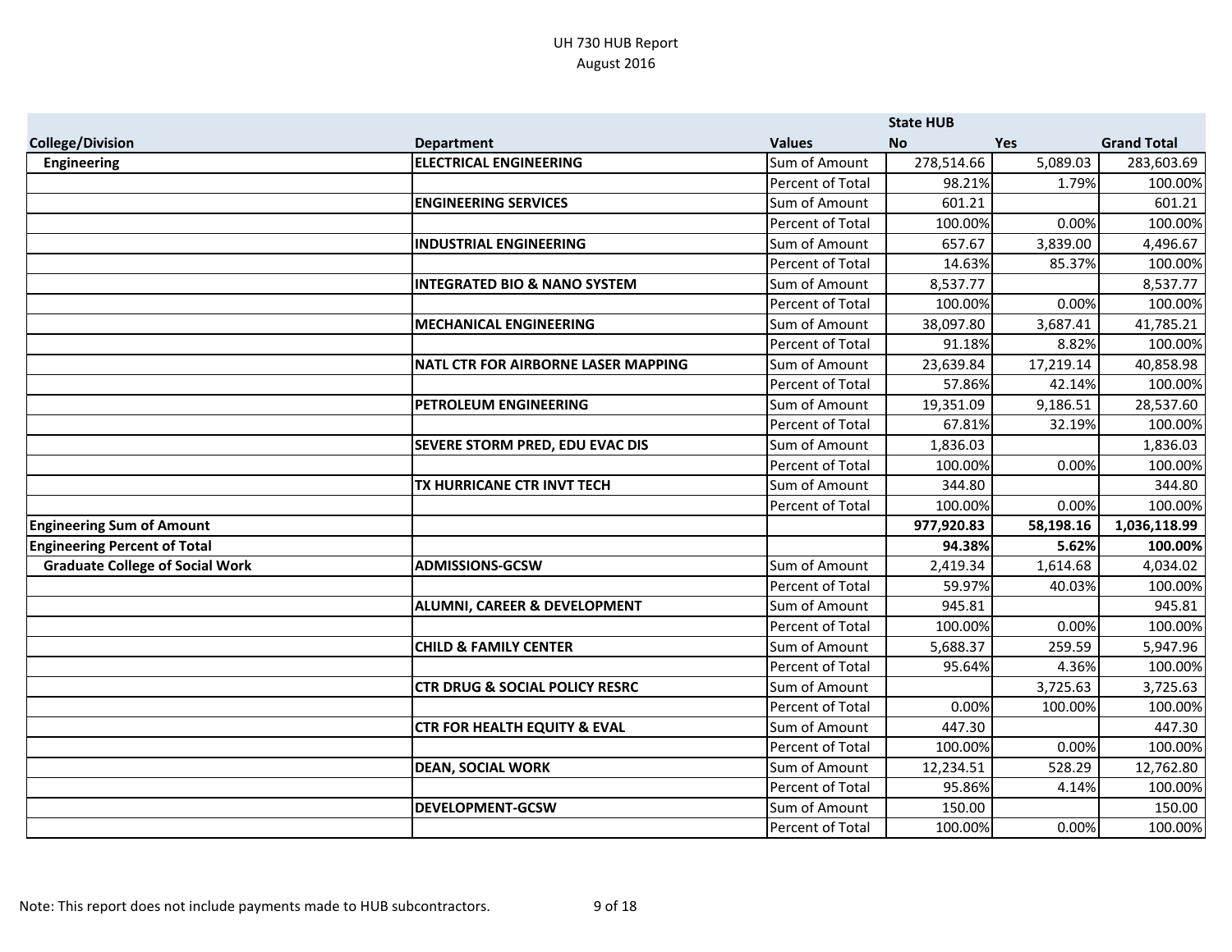# UH 730 HUB Report
## August 2016

| College/Division | Department | Values | State HUB No | Yes | Grand Total |
|---|---|---|---|---|---|
| **Engineering** | **ELECTRICAL ENGINEERING** | Sum of Amount | 278,514.66 | 5,089.03 | 283,603.69 |
| | | Percent of Total | 98.21% | 1.79% | 100.00% |
| | **ENGINEERING SERVICES** | Sum of Amount | 601.21 | | 601.21 |
| | | Percent of Total | 100.00% | 0.00% | 100.00% |
| | **INDUSTRIAL ENGINEERING** | Sum of Amount | 657.67 | 3,839.00 | 4,496.67 |
| | | Percent of Total | 14.63% | 85.37% | 100.00% |
| | **INTEGRATED BIO & NANO SYSTEM** | Sum of Amount | 8,537.77 | | 8,537.77 |
| | | Percent of Total | 100.00% | 0.00% | 100.00% |
| | **MECHANICAL ENGINEERING** | Sum of Amount | 38,097.80 | 3,687.41 | 41,785.21 |
| | | Percent of Total | 91.18% | 8.82% | 100.00% |
| | **NATL CTR FOR AIRBORNE LASER MAPPING** | Sum of Amount | 23,639.84 | 17,219.14 | 40,858.98 |
| | | Percent of Total | 57.86% | 42.14% | 100.00% |
| | **PETROLEUM ENGINEERING** | Sum of Amount | 19,351.09 | 9,186.51 | 28,537.60 |
| | | Percent of Total | 67.81% | 32.19% | 100.00% |
| | **SEVERE STORM PRED, EDU EVAC DIS** | Sum of Amount | 1,836.03 | | 1,836.03 |
| | | Percent of Total | 100.00% | 0.00% | 100.00% |
| | **TX HURRICANE CTR INVT TECH** | Sum of Amount | 344.80 | | 344.80 |
| | | Percent of Total | 100.00% | 0.00% | 100.00% |
| **Engineering Sum of Amount** | | | **977,920.83** | **58,198.16** | **1,036,118.99** |
| **Engineering Percent of Total** | | | **94.38%** | **5.62%** | **100.00%** |
| **Graduate College of Social Work** | **ADMISSIONS-GCSW** | Sum of Amount | 2,419.34 | 1,614.68 | 4,034.02 |
| | | Percent of Total | 59.97% | 40.03% | 100.00% |
| | **ALUMNI, CAREER & DEVELOPMENT** | Sum of Amount | 945.81 | | 945.81 |
| | | Percent of Total | 100.00% | 0.00% | 100.00% |
| | **CHILD & FAMILY CENTER** | Sum of Amount | 5,688.37 | 259.59 | 5,947.96 |
| | | Percent of Total | 95.64% | 4.36% | 100.00% |
| | **CTR DRUG & SOCIAL POLICY RESRC** | Sum of Amount | | 3,725.63 | 3,725.63 |
| | | Percent of Total | 0.00% | 100.00% | 100.00% |
| | **CTR FOR HEALTH EQUITY & EVAL** | Sum of Amount | 447.30 | | 447.30 |
| | | Percent of Total | 100.00% | 0.00% | 100.00% |
| | **DEAN, SOCIAL WORK** | Sum of Amount | 12,234.51 | 528.29 | 12,762.80 |
| | | Percent of Total | 95.86% | 4.14% | 100.00% |
| | **DEVELOPMENT-GCSW** | Sum of Amount | 150.00 | | 150.00 |
| | | Percent of Total | 100.00% | 0.00% | 100.00% |

Note: This report does not include payments made to HUB subcontractors.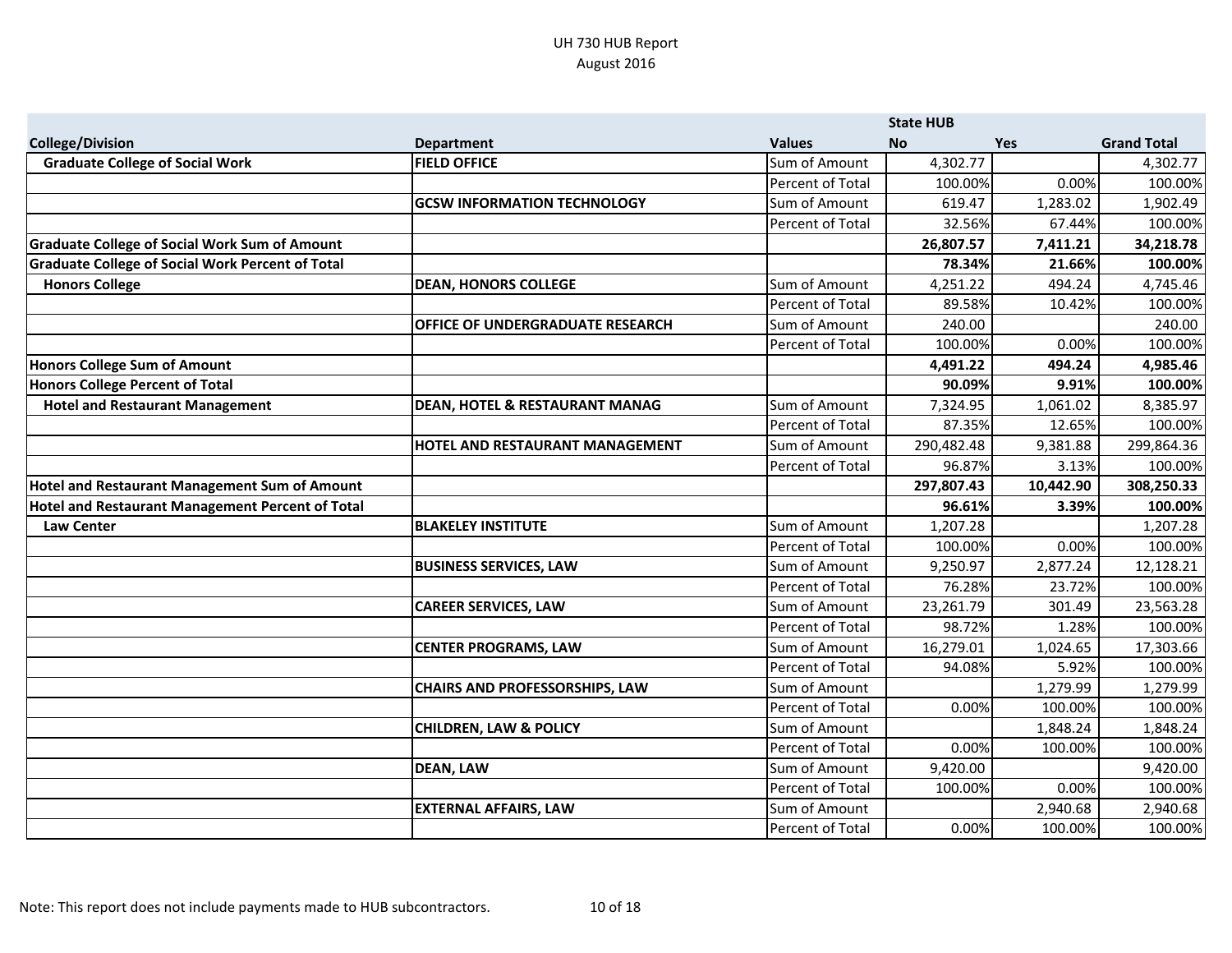UH 730 HUB Report
August 2016

| College/Division | Department | Values | State HUB No | Yes | Grand Total |
|---|---|---|---|---|---|
| **Graduate College of Social Work** | **FIELD OFFICE** | Sum of Amount | 4,302.77 | | 4,302.77 |
| | | Percent of Total | 100.00% | 0.00% | 100.00% |
| | **GCSW INFORMATION TECHNOLOGY** | Sum of Amount | 619.47 | 1,283.02 | 1,902.49 |
| | | Percent of Total | 32.56% | 67.44% | 100.00% |
| **Graduate College of Social Work Sum of Amount** | | | **26,807.57** | **7,411.21** | **34,218.78** |
| **Graduate College of Social Work Percent of Total** | | | **78.34%** | **21.66%** | **100.00%** |
| **Honors College** | **DEAN, HONORS COLLEGE** | Sum of Amount | 4,251.22 | 494.24 | 4,745.46 |
| | | Percent of Total | 89.58% | 10.42% | 100.00% |
| | **OFFICE OF UNDERGRADUATE RESEARCH** | Sum of Amount | 240.00 | | 240.00 |
| | | Percent of Total | 100.00% | 0.00% | 100.00% |
| **Honors College Sum of Amount** | | | **4,491.22** | **494.24** | **4,985.46** |
| **Honors College Percent of Total** | | | **90.09%** | **9.91%** | **100.00%** |
| **Hotel and Restaurant Management** | **DEAN, HOTEL & RESTAURANT MANAG** | Sum of Amount | 7,324.95 | 1,061.02 | 8,385.97 |
| | | Percent of Total | 87.35% | 12.65% | 100.00% |
| | **HOTEL AND RESTAURANT MANAGEMENT** | Sum of Amount | 290,482.48 | 9,381.88 | 299,864.36 |
| | | Percent of Total | 96.87% | 3.13% | 100.00% |
| **Hotel and Restaurant Management Sum of Amount** | | | **297,807.43** | **10,442.90** | **308,250.33** |
| **Hotel and Restaurant Management Percent of Total** | | | **96.61%** | **3.39%** | **100.00%** |
| **Law Center** | **BLAKELEY INSTITUTE** | Sum of Amount | 1,207.28 | | 1,207.28 |
| | | Percent of Total | 100.00% | 0.00% | 100.00% |
| | **BUSINESS SERVICES, LAW** | Sum of Amount | 9,250.97 | 2,877.24 | 12,128.21 |
| | | Percent of Total | 76.28% | 23.72% | 100.00% |
| | **CAREER SERVICES, LAW** | Sum of Amount | 23,261.79 | 301.49 | 23,563.28 |
| | | Percent of Total | 98.72% | 1.28% | 100.00% |
| | **CENTER PROGRAMS, LAW** | Sum of Amount | 16,279.01 | 1,024.65 | 17,303.66 |
| | | Percent of Total | 94.08% | 5.92% | 100.00% |
| | **CHAIRS AND PROFESSORSHIPS, LAW** | Sum of Amount | | 1,279.99 | 1,279.99 |
| | | Percent of Total | 0.00% | 100.00% | 100.00% |
| | **CHILDREN, LAW & POLICY** | Sum of Amount | | 1,848.24 | 1,848.24 |
| | | Percent of Total | 0.00% | 100.00% | 100.00% |
| | **DEAN, LAW** | Sum of Amount | 9,420.00 | | 9,420.00 |
| | | Percent of Total | 100.00% | 0.00% | 100.00% |
| | **EXTERNAL AFFAIRS, LAW** | Sum of Amount | | 2,940.68 | 2,940.68 |
| | | Percent of Total | 0.00% | 100.00% | 100.00% |

Note: This report does not include payments made to HUB subcontractors.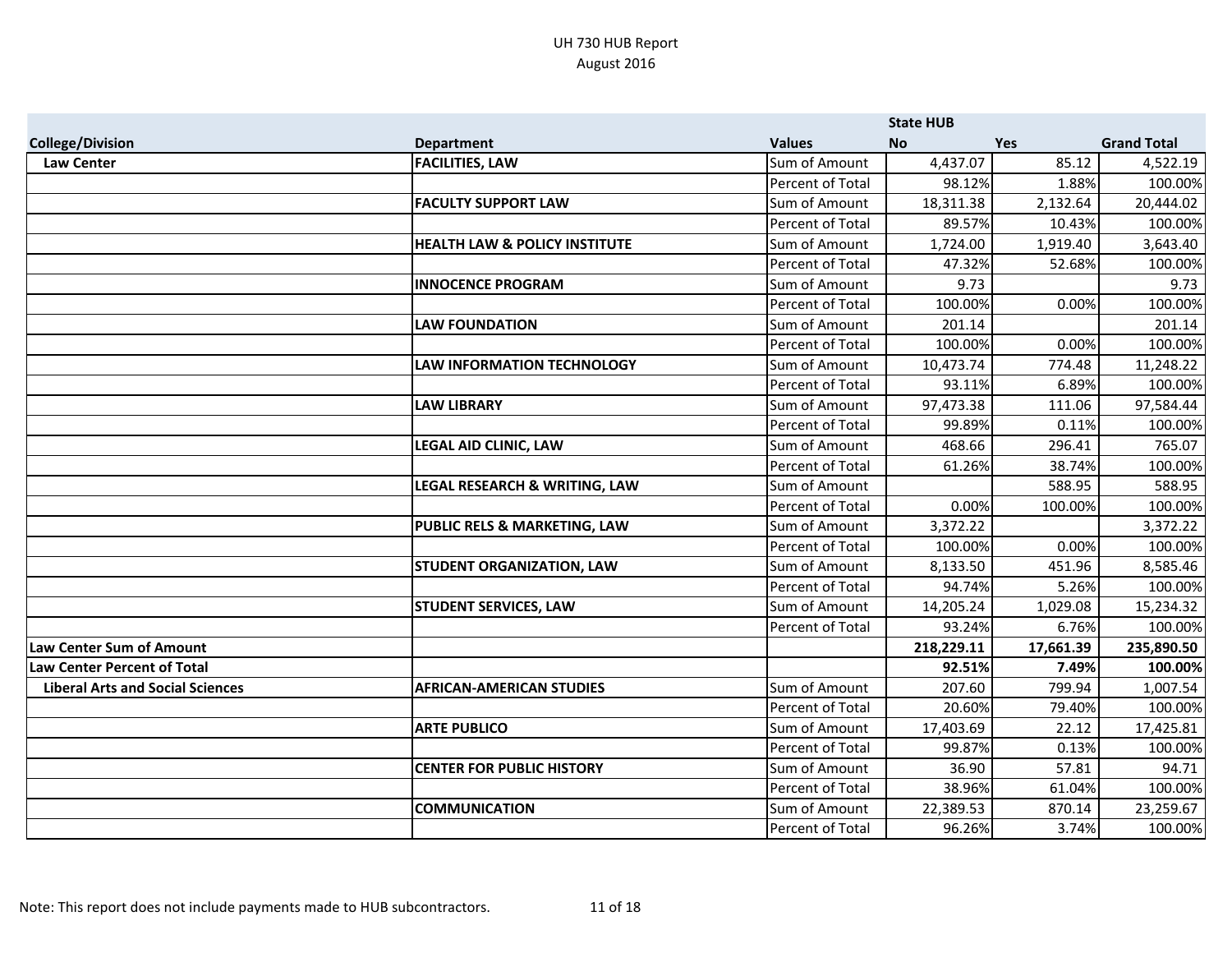UH 730 HUB Report
August 2016

| College/Division | Department | Values | State HUB No | Yes | Grand Total |
|---|---|---|---|---|---|
| Law Center | **FACILITIES, LAW** | Sum of Amount | 4,437.07 | 85.12 | 4,522.19 |
| | | Percent of Total | 98.12% | 1.88% | 100.00% |
| | **FACULTY SUPPORT LAW** | Sum of Amount | 18,311.38 | 2,132.64 | 20,444.02 |
| | | Percent of Total | 89.57% | 10.43% | 100.00% |
| | **HEALTH LAW & POLICY INSTITUTE** | Sum of Amount | 1,724.00 | 1,919.40 | 3,643.40 |
| | | Percent of Total | 47.32% | 52.68% | 100.00% |
| | **INNOCENCE PROGRAM** | Sum of Amount | 9.73 | | 9.73 |
| | | Percent of Total | 100.00% | 0.00% | 100.00% |
| | **LAW FOUNDATION** | Sum of Amount | 201.14 | | 201.14 |
| | | Percent of Total | 100.00% | 0.00% | 100.00% |
| | **LAW INFORMATION TECHNOLOGY** | Sum of Amount | 10,473.74 | 774.48 | 11,248.22 |
| | | Percent of Total | 93.11% | 6.89% | 100.00% |
| | **LAW LIBRARY** | Sum of Amount | 97,473.38 | 111.06 | 97,584.44 |
| | | Percent of Total | 99.89% | 0.11% | 100.00% |
| | **LEGAL AID CLINIC, LAW** | Sum of Amount | 468.66 | 296.41 | 765.07 |
| | | Percent of Total | 61.26% | 38.74% | 100.00% |
| | **LEGAL RESEARCH & WRITING, LAW** | Sum of Amount | | 588.95 | 588.95 |
| | | Percent of Total | 0.00% | 100.00% | 100.00% |
| | **PUBLIC RELS & MARKETING, LAW** | Sum of Amount | 3,372.22 | | 3,372.22 |
| | | Percent of Total | 100.00% | 0.00% | 100.00% |
| | **STUDENT ORGANIZATION, LAW** | Sum of Amount | 8,133.50 | 451.96 | 8,585.46 |
| | | Percent of Total | 94.74% | 5.26% | 100.00% |
| | **STUDENT SERVICES, LAW** | Sum of Amount | 14,205.24 | 1,029.08 | 15,234.32 |
| | | Percent of Total | 93.24% | 6.76% | 100.00% |
| **Law Center Sum of Amount** | | | **218,229.11** | **17,661.39** | **235,890.50** |
| **Law Center Percent of Total** | | | **92.51%** | **7.49%** | **100.00%** |
| Liberal Arts and Social Sciences | **AFRICAN-AMERICAN STUDIES** | Sum of Amount | 207.60 | 799.94 | 1,007.54 |
| | | Percent of Total | 20.60% | 79.40% | 100.00% |
| | **ARTE PUBLICO** | Sum of Amount | 17,403.69 | 22.12 | 17,425.81 |
| | | Percent of Total | 99.87% | 0.13% | 100.00% |
| | **CENTER FOR PUBLIC HISTORY** | Sum of Amount | 36.90 | 57.81 | 94.71 |
| | | Percent of Total | 38.96% | 61.04% | 100.00% |
| | **COMMUNICATION** | Sum of Amount | 22,389.53 | 870.14 | 23,259.67 |
| | | Percent of Total | 96.26% | 3.74% | 100.00% |

Note: This report does not include payments made to HUB subcontractors.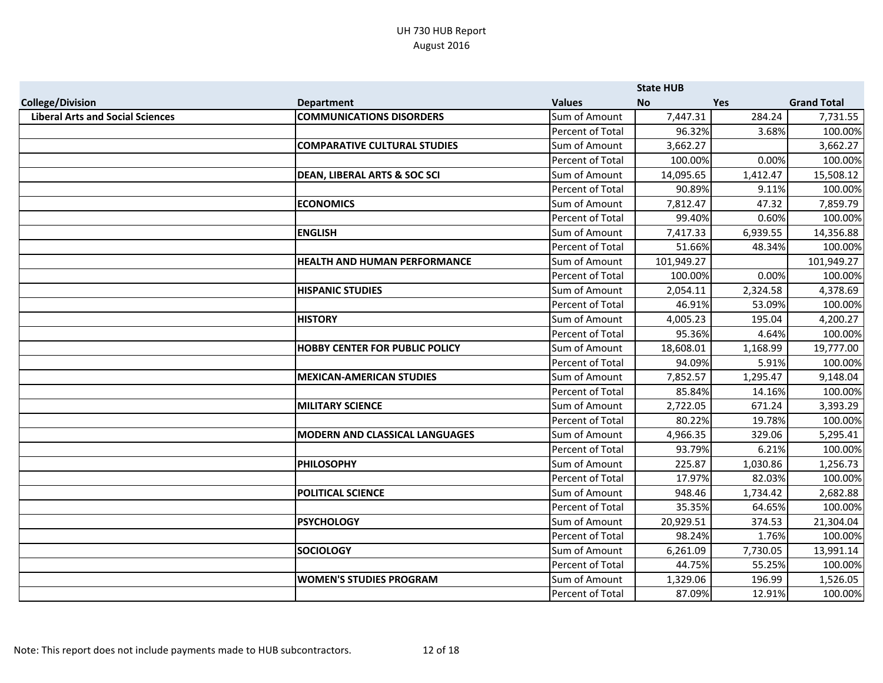UH 730 HUB Report
August 2016

| College/Division | Department | Values | State HUB No | Yes | Grand Total |
|---|---|---|---|---|---|
| **Liberal Arts and Social Sciences** | **COMMUNICATIONS DISORDERS** | Sum of Amount | 7,447.31 | 284.24 | 7,731.55 |
| | | Percent of Total | 96.32% | 3.68% | 100.00% |
| | **COMPARATIVE CULTURAL STUDIES** | Sum of Amount | 3,662.27 | | 3,662.27 |
| | | Percent of Total | 100.00% | 0.00% | 100.00% |
| | **DEAN, LIBERAL ARTS & SOC SCI** | Sum of Amount | 14,095.65 | 1,412.47 | 15,508.12 |
| | | Percent of Total | 90.89% | 9.11% | 100.00% |
| | **ECONOMICS** | Sum of Amount | 7,812.47 | 47.32 | 7,859.79 |
| | | Percent of Total | 99.40% | 0.60% | 100.00% |
| | **ENGLISH** | Sum of Amount | 7,417.33 | 6,939.55 | 14,356.88 |
| | | Percent of Total | 51.66% | 48.34% | 100.00% |
| | **HEALTH AND HUMAN PERFORMANCE** | Sum of Amount | 101,949.27 | | 101,949.27 |
| | | Percent of Total | 100.00% | 0.00% | 100.00% |
| | **HISPANIC STUDIES** | Sum of Amount | 2,054.11 | 2,324.58 | 4,378.69 |
| | | Percent of Total | 46.91% | 53.09% | 100.00% |
| | **HISTORY** | Sum of Amount | 4,005.23 | 195.04 | 4,200.27 |
| | | Percent of Total | 95.36% | 4.64% | 100.00% |
| | **HOBBY CENTER FOR PUBLIC POLICY** | Sum of Amount | 18,608.01 | 1,168.99 | 19,777.00 |
| | | Percent of Total | 94.09% | 5.91% | 100.00% |
| | **MEXICAN-AMERICAN STUDIES** | Sum of Amount | 7,852.57 | 1,295.47 | 9,148.04 |
| | | Percent of Total | 85.84% | 14.16% | 100.00% |
| | **MILITARY SCIENCE** | Sum of Amount | 2,722.05 | 671.24 | 3,393.29 |
| | | Percent of Total | 80.22% | 19.78% | 100.00% |
| | **MODERN AND CLASSICAL LANGUAGES** | Sum of Amount | 4,966.35 | 329.06 | 5,295.41 |
| | | Percent of Total | 93.79% | 6.21% | 100.00% |
| | **PHILOSOPHY** | Sum of Amount | 225.87 | 1,030.86 | 1,256.73 |
| | | Percent of Total | 17.97% | 82.03% | 100.00% |
| | **POLITICAL SCIENCE** | Sum of Amount | 948.46 | 1,734.42 | 2,682.88 |
| | | Percent of Total | 35.35% | 64.65% | 100.00% |
| | **PSYCHOLOGY** | Sum of Amount | 20,929.51 | 374.53 | 21,304.04 |
| | | Percent of Total | 98.24% | 1.76% | 100.00% |
| | **SOCIOLOGY** | Sum of Amount | 6,261.09 | 7,730.05 | 13,991.14 |
| | | Percent of Total | 44.75% | 55.25% | 100.00% |
| | **WOMEN'S STUDIES PROGRAM** | Sum of Amount | 1,329.06 | 196.99 | 1,526.05 |
| | | Percent of Total | 87.09% | 12.91% | 100.00% |

Note: This report does not include payments made to HUB subcontractors.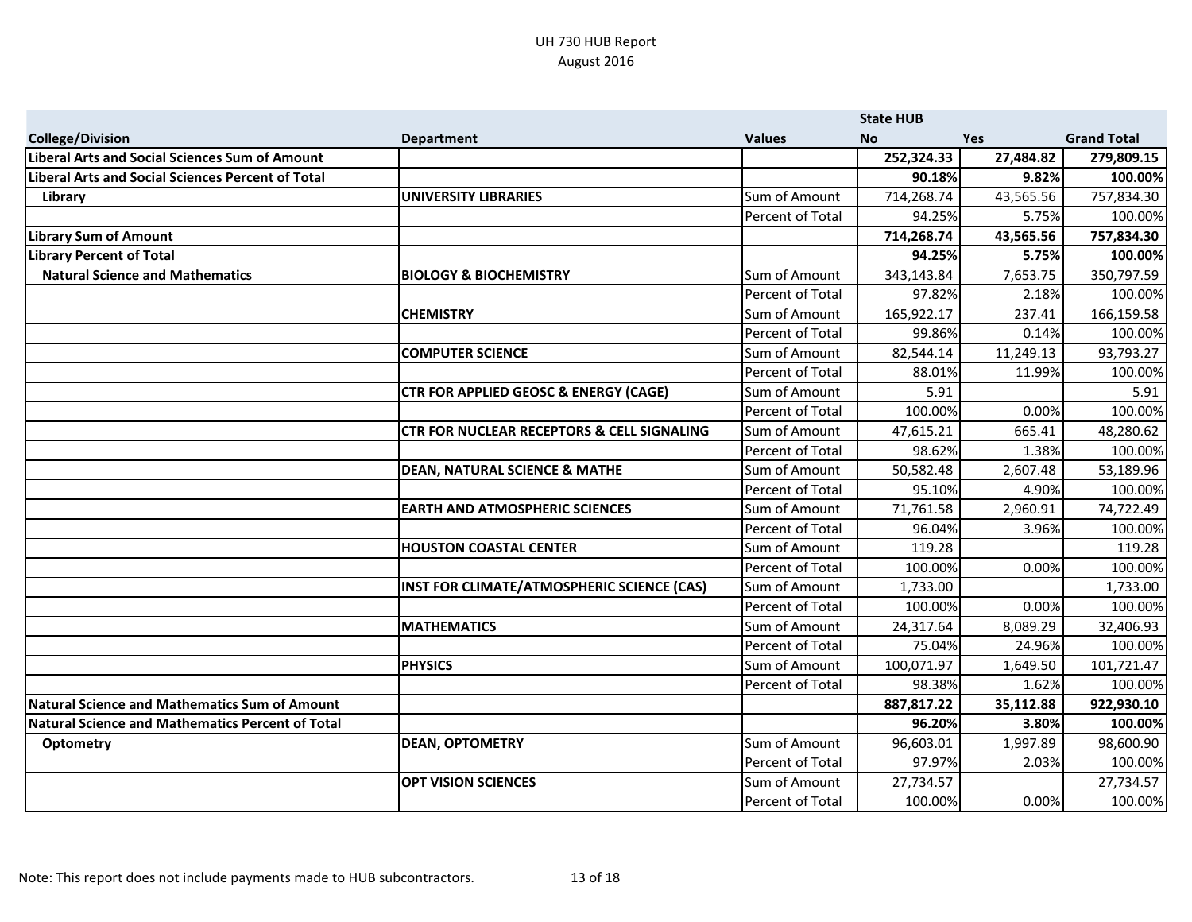UH 730 HUB Report
August 2016

| College/Division | Department | Values | State HUB No | Yes | Grand Total |
|---|---|---|---|---|---|
| **Liberal Arts and Social Sciences Sum of Amount** | | | **252,324.33** | **27,484.82** | **279,809.15** |
| **Liberal Arts and Social Sciences Percent of Total** | | | **90.18%** | **9.82%** | **100.00%** |
| **Library** | **UNIVERSITY LIBRARIES** | Sum of Amount | 714,268.74 | 43,565.56 | 757,834.30 |
| | | Percent of Total | 94.25% | 5.75% | 100.00% |
| **Library Sum of Amount** | | | **714,268.74** | **43,565.56** | **757,834.30** |
| **Library Percent of Total** | | | **94.25%** | **5.75%** | **100.00%** |
| **Natural Science and Mathematics** | **BIOLOGY & BIOCHEMISTRY** | Sum of Amount | 343,143.84 | 7,653.75 | 350,797.59 |
| | | Percent of Total | 97.82% | 2.18% | 100.00% |
| | **CHEMISTRY** | Sum of Amount | 165,922.17 | 237.41 | 166,159.58 |
| | | Percent of Total | 99.86% | 0.14% | 100.00% |
| | **COMPUTER SCIENCE** | Sum of Amount | 82,544.14 | 11,249.13 | 93,793.27 |
| | | Percent of Total | 88.01% | 11.99% | 100.00% |
| | **CTR FOR APPLIED GEOSC & ENERGY (CAGE)** | Sum of Amount | 5.91 | | 5.91 |
| | | Percent of Total | 100.00% | 0.00% | 100.00% |
| | **CTR FOR NUCLEAR RECEPTORS & CELL SIGNALING** | Sum of Amount | 47,615.21 | 665.41 | 48,280.62 |
| | | Percent of Total | 98.62% | 1.38% | 100.00% |
| | **DEAN, NATURAL SCIENCE & MATHE** | Sum of Amount | 50,582.48 | 2,607.48 | 53,189.96 |
| | | Percent of Total | 95.10% | 4.90% | 100.00% |
| | **EARTH AND ATMOSPHERIC SCIENCES** | Sum of Amount | 71,761.58 | 2,960.91 | 74,722.49 |
| | | Percent of Total | 96.04% | 3.96% | 100.00% |
| | **HOUSTON COASTAL CENTER** | Sum of Amount | 119.28 | | 119.28 |
| | | Percent of Total | 100.00% | 0.00% | 100.00% |
| | **INST FOR CLIMATE/ATMOSPHERIC SCIENCE (CAS)** | Sum of Amount | 1,733.00 | | 1,733.00 |
| | | Percent of Total | 100.00% | 0.00% | 100.00% |
| | **MATHEMATICS** | Sum of Amount | 24,317.64 | 8,089.29 | 32,406.93 |
| | | Percent of Total | 75.04% | 24.96% | 100.00% |
| | **PHYSICS** | Sum of Amount | 100,071.97 | 1,649.50 | 101,721.47 |
| | | Percent of Total | 98.38% | 1.62% | 100.00% |
| **Natural Science and Mathematics Sum of Amount** | | | **887,817.22** | **35,112.88** | **922,930.10** |
| **Natural Science and Mathematics Percent of Total** | | | **96.20%** | **3.80%** | **100.00%** |
| **Optometry** | **DEAN, OPTOMETRY** | Sum of Amount | 96,603.01 | 1,997.89 | 98,600.90 |
| | | Percent of Total | 97.97% | 2.03% | 100.00% |
| | **OPT VISION SCIENCES** | Sum of Amount | 27,734.57 | | 27,734.57 |
| | | Percent of Total | 100.00% | 0.00% | 100.00% |

Note: This report does not include payments made to HUB subcontractors.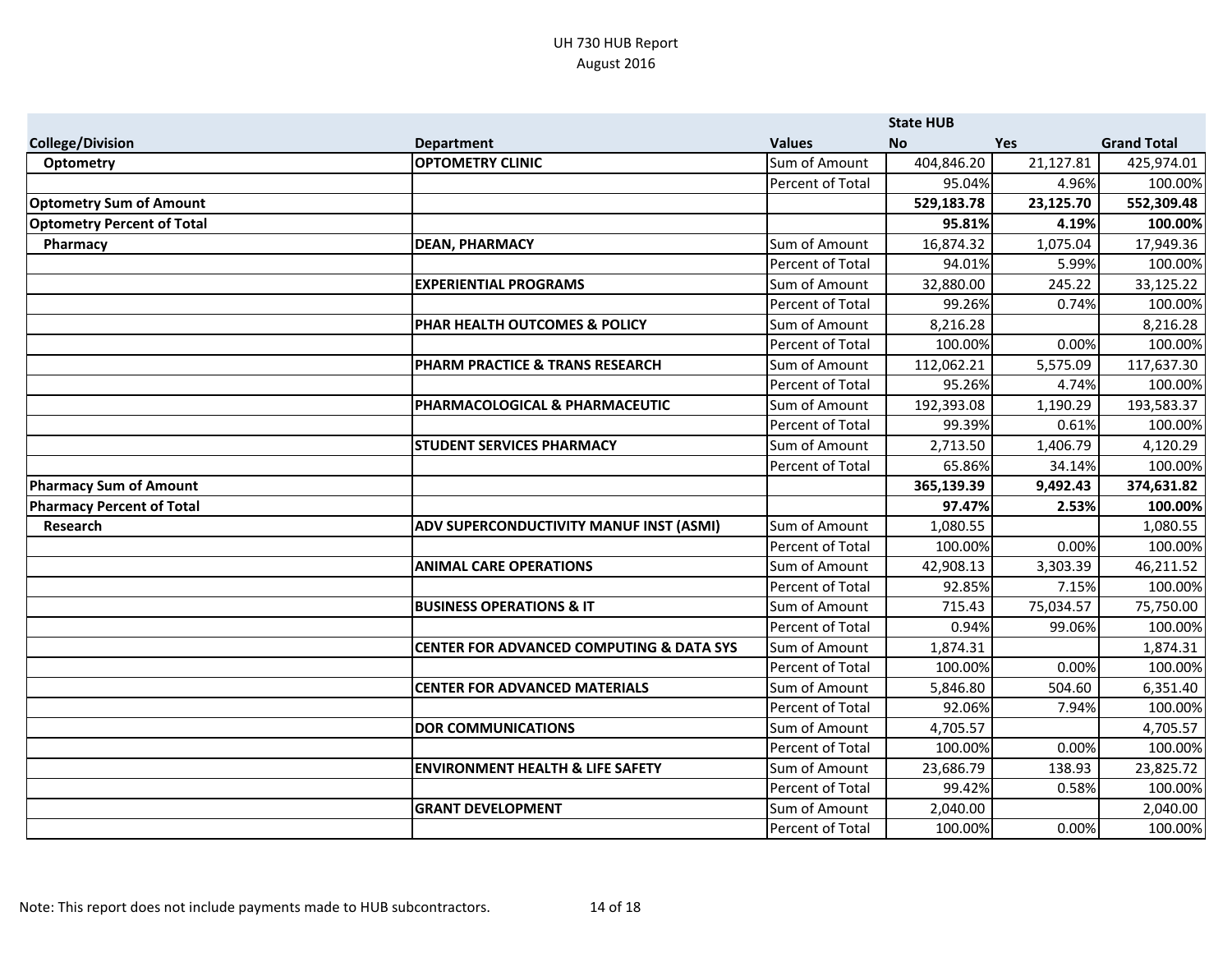UH 730 HUB Report
August 2016

| | | | State HUB | | |
|---|---|---|---|---|---|
| **College/Division** | **Department** | **Values** | **No** | **Yes** | **Grand Total** |
| **Optometry** | **OPTOMETRY CLINIC** | Sum of Amount | 404,846.20 | 21,127.81 | 425,974.01 |
| | | Percent of Total | 95.04% | 4.96% | 100.00% |
| **Optometry Sum of Amount** | | | **529,183.78** | **23,125.70** | **552,309.48** |
| **Optometry Percent of Total** | | | **95.81%** | **4.19%** | **100.00%** |
| **Pharmacy** | **DEAN, PHARMACY** | Sum of Amount | 16,874.32 | 1,075.04 | 17,949.36 |
| | | Percent of Total | 94.01% | 5.99% | 100.00% |
| | **EXPERIENTIAL PROGRAMS** | Sum of Amount | 32,880.00 | 245.22 | 33,125.22 |
| | | Percent of Total | 99.26% | 0.74% | 100.00% |
| | **PHAR HEALTH OUTCOMES & POLICY** | Sum of Amount | 8,216.28 | | 8,216.28 |
| | | Percent of Total | 100.00% | 0.00% | 100.00% |
| | **PHARM PRACTICE & TRANS RESEARCH** | Sum of Amount | 112,062.21 | 5,575.09 | 117,637.30 |
| | | Percent of Total | 95.26% | 4.74% | 100.00% |
| | **PHARMACOLOGICAL & PHARMACEUTIC** | Sum of Amount | 192,393.08 | 1,190.29 | 193,583.37 |
| | | Percent of Total | 99.39% | 0.61% | 100.00% |
| | **STUDENT SERVICES PHARMACY** | Sum of Amount | 2,713.50 | 1,406.79 | 4,120.29 |
| | | Percent of Total | 65.86% | 34.14% | 100.00% |
| **Pharmacy Sum of Amount** | | | **365,139.39** | **9,492.43** | **374,631.82** |
| **Pharmacy Percent of Total** | | | **97.47%** | **2.53%** | **100.00%** |
| **Research** | **ADV SUPERCONDUCTIVITY MANUF INST (ASMI)** | Sum of Amount | 1,080.55 | | 1,080.55 |
| | | Percent of Total | 100.00% | 0.00% | 100.00% |
| | **ANIMAL CARE OPERATIONS** | Sum of Amount | 42,908.13 | 3,303.39 | 46,211.52 |
| | | Percent of Total | 92.85% | 7.15% | 100.00% |
| | **BUSINESS OPERATIONS & IT** | Sum of Amount | 715.43 | 75,034.57 | 75,750.00 |
| | | Percent of Total | 0.94% | 99.06% | 100.00% |
| | **CENTER FOR ADVANCED COMPUTING & DATA SYS** | Sum of Amount | 1,874.31 | | 1,874.31 |
| | | Percent of Total | 100.00% | 0.00% | 100.00% |
| | **CENTER FOR ADVANCED MATERIALS** | Sum of Amount | 5,846.80 | 504.60 | 6,351.40 |
| | | Percent of Total | 92.06% | 7.94% | 100.00% |
| | **DOR COMMUNICATIONS** | Sum of Amount | 4,705.57 | | 4,705.57 |
| | | Percent of Total | 100.00% | 0.00% | 100.00% |
| | **ENVIRONMENT HEALTH & LIFE SAFETY** | Sum of Amount | 23,686.79 | 138.93 | 23,825.72 |
| | | Percent of Total | 99.42% | 0.58% | 100.00% |
| | **GRANT DEVELOPMENT** | Sum of Amount | 2,040.00 | | 2,040.00 |
| | | Percent of Total | 100.00% | 0.00% | 100.00% |

Note: This report does not include payments made to HUB subcontractors.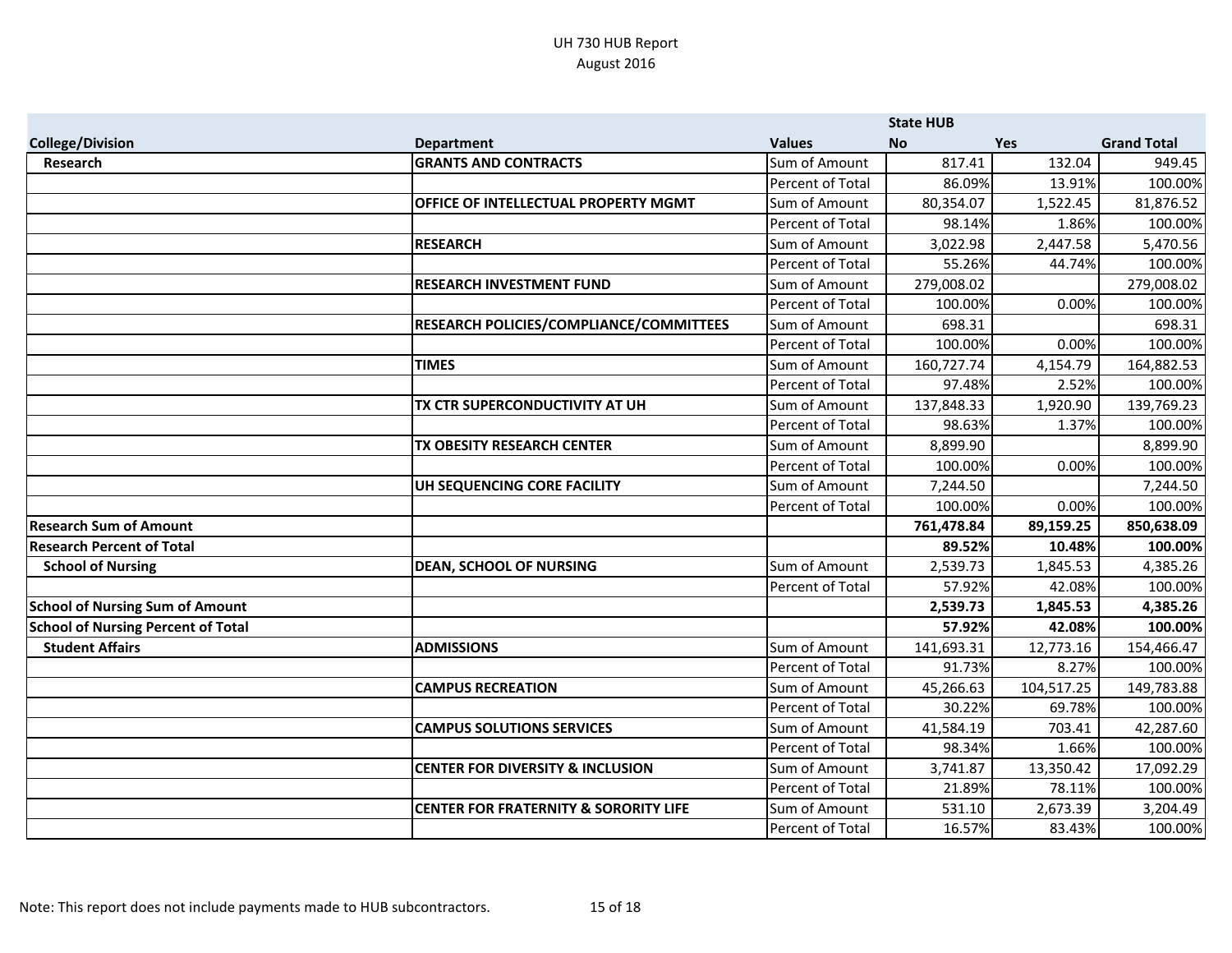UH 730 HUB Report
August 2016

| | | | State HUB | | |
|---|---|---|---|---|---|
| **College/Division** | **Department** | **Values** | **No** | **Yes** | **Grand Total** |
| **Research** | **GRANTS AND CONTRACTS** | Sum of Amount | 817.41 | 132.04 | 949.45 |
| | | Percent of Total | 86.09% | 13.91% | 100.00% |
| | **OFFICE OF INTELLECTUAL PROPERTY MGMT** | Sum of Amount | 80,354.07 | 1,522.45 | 81,876.52 |
| | | Percent of Total | 98.14% | 1.86% | 100.00% |
| | **RESEARCH** | Sum of Amount | 3,022.98 | 2,447.58 | 5,470.56 |
| | | Percent of Total | 55.26% | 44.74% | 100.00% |
| | **RESEARCH INVESTMENT FUND** | Sum of Amount | 279,008.02 | | 279,008.02 |
| | | Percent of Total | 100.00% | 0.00% | 100.00% |
| | **RESEARCH POLICIES/COMPLIANCE/COMMITTEES** | Sum of Amount | 698.31 | | 698.31 |
| | | Percent of Total | 100.00% | 0.00% | 100.00% |
| | **TIMES** | Sum of Amount | 160,727.74 | 4,154.79 | 164,882.53 |
| | | Percent of Total | 97.48% | 2.52% | 100.00% |
| | **TX CTR SUPERCONDUCTIVITY AT UH** | Sum of Amount | 137,848.33 | 1,920.90 | 139,769.23 |
| | | Percent of Total | 98.63% | 1.37% | 100.00% |
| | **TX OBESITY RESEARCH CENTER** | Sum of Amount | 8,899.90 | | 8,899.90 |
| | | Percent of Total | 100.00% | 0.00% | 100.00% |
| | **UH SEQUENCING CORE FACILITY** | Sum of Amount | 7,244.50 | | 7,244.50 |
| | | Percent of Total | 100.00% | 0.00% | 100.00% |
| **Research Sum of Amount** | | | **761,478.84** | **89,159.25** | **850,638.09** |
| **Research Percent of Total** | | | **89.52%** | **10.48%** | **100.00%** |
| **School of Nursing** | **DEAN, SCHOOL OF NURSING** | Sum of Amount | 2,539.73 | 1,845.53 | 4,385.26 |
| | | Percent of Total | 57.92% | 42.08% | 100.00% |
| **School of Nursing Sum of Amount** | | | **2,539.73** | **1,845.53** | **4,385.26** |
| **School of Nursing Percent of Total** | | | **57.92%** | **42.08%** | **100.00%** |
| **Student Affairs** | **ADMISSIONS** | Sum of Amount | 141,693.31 | 12,773.16 | 154,466.47 |
| | | Percent of Total | 91.73% | 8.27% | 100.00% |
| | **CAMPUS RECREATION** | Sum of Amount | 45,266.63 | 104,517.25 | 149,783.88 |
| | | Percent of Total | 30.22% | 69.78% | 100.00% |
| | **CAMPUS SOLUTIONS SERVICES** | Sum of Amount | 41,584.19 | 703.41 | 42,287.60 |
| | | Percent of Total | 98.34% | 1.66% | 100.00% |
| | **CENTER FOR DIVERSITY & INCLUSION** | Sum of Amount | 3,741.87 | 13,350.42 | 17,092.29 |
| | | Percent of Total | 21.89% | 78.11% | 100.00% |
| | **CENTER FOR FRATERNITY & SORORITY LIFE** | Sum of Amount | 531.10 | 2,673.39 | 3,204.49 |
| | | Percent of Total | 16.57% | 83.43% | 100.00% |

Note: This report does not include payments made to HUB subcontractors.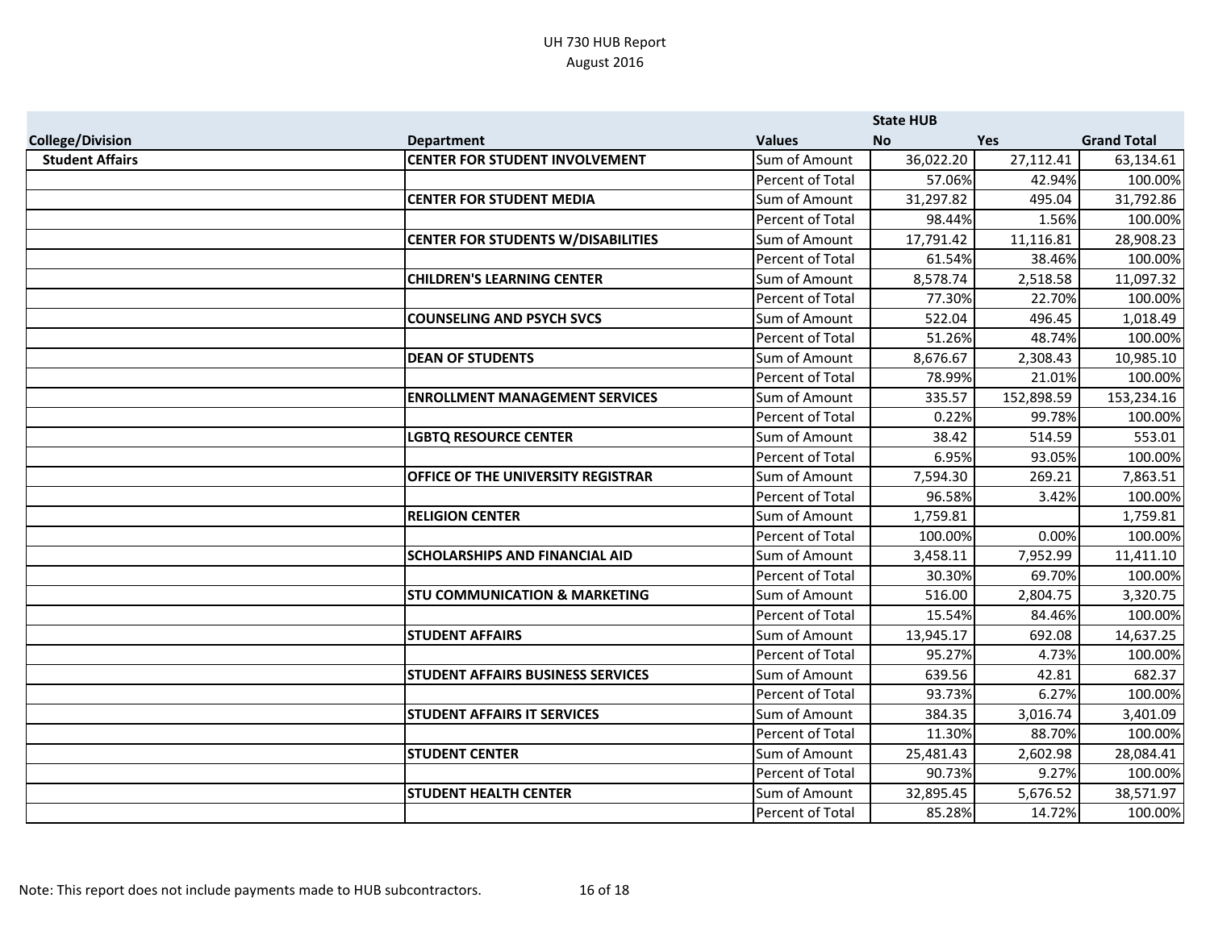UH 730 HUB Report
August 2016

| | | | State HUB | | |
|---|---|---|---|---|---|
| **College/Division** | **Department** | **Values** | **No** | **Yes** | **Grand Total** |
| **Student Affairs** | **CENTER FOR STUDENT INVOLVEMENT** | Sum of Amount | 36,022.20 | 27,112.41 | 63,134.61 |
| | | Percent of Total | 57.06% | 42.94% | 100.00% |
| | **CENTER FOR STUDENT MEDIA** | Sum of Amount | 31,297.82 | 495.04 | 31,792.86 |
| | | Percent of Total | 98.44% | 1.56% | 100.00% |
| | **CENTER FOR STUDENTS W/DISABILITIES** | Sum of Amount | 17,791.42 | 11,116.81 | 28,908.23 |
| | | Percent of Total | 61.54% | 38.46% | 100.00% |
| | **CHILDREN'S LEARNING CENTER** | Sum of Amount | 8,578.74 | 2,518.58 | 11,097.32 |
| | | Percent of Total | 77.30% | 22.70% | 100.00% |
| | **COUNSELING AND PSYCH SVCS** | Sum of Amount | 522.04 | 496.45 | 1,018.49 |
| | | Percent of Total | 51.26% | 48.74% | 100.00% |
| | **DEAN OF STUDENTS** | Sum of Amount | 8,676.67 | 2,308.43 | 10,985.10 |
| | | Percent of Total | 78.99% | 21.01% | 100.00% |
| | **ENROLLMENT MANAGEMENT SERVICES** | Sum of Amount | 335.57 | 152,898.59 | 153,234.16 |
| | | Percent of Total | 0.22% | 99.78% | 100.00% |
| | **LGBTQ RESOURCE CENTER** | Sum of Amount | 38.42 | 514.59 | 553.01 |
| | | Percent of Total | 6.95% | 93.05% | 100.00% |
| | **OFFICE OF THE UNIVERSITY REGISTRAR** | Sum of Amount | 7,594.30 | 269.21 | 7,863.51 |
| | | Percent of Total | 96.58% | 3.42% | 100.00% |
| | **RELIGION CENTER** | Sum of Amount | 1,759.81 | | 1,759.81 |
| | | Percent of Total | 100.00% | 0.00% | 100.00% |
| | **SCHOLARSHIPS AND FINANCIAL AID** | Sum of Amount | 3,458.11 | 7,952.99 | 11,411.10 |
| | | Percent of Total | 30.30% | 69.70% | 100.00% |
| | **STU COMMUNICATION & MARKETING** | Sum of Amount | 516.00 | 2,804.75 | 3,320.75 |
| | | Percent of Total | 15.54% | 84.46% | 100.00% |
| | **STUDENT AFFAIRS** | Sum of Amount | 13,945.17 | 692.08 | 14,637.25 |
| | | Percent of Total | 95.27% | 4.73% | 100.00% |
| | **STUDENT AFFAIRS BUSINESS SERVICES** | Sum of Amount | 639.56 | 42.81 | 682.37 |
| | | Percent of Total | 93.73% | 6.27% | 100.00% |
| | **STUDENT AFFAIRS IT SERVICES** | Sum of Amount | 384.35 | 3,016.74 | 3,401.09 |
| | | Percent of Total | 11.30% | 88.70% | 100.00% |
| | **STUDENT CENTER** | Sum of Amount | 25,481.43 | 2,602.98 | 28,084.41 |
| | | Percent of Total | 90.73% | 9.27% | 100.00% |
| | **STUDENT HEALTH CENTER** | Sum of Amount | 32,895.45 | 5,676.52 | 38,571.97 |
| | | Percent of Total | 85.28% | 14.72% | 100.00% |

Note: This report does not include payments made to HUB subcontractors.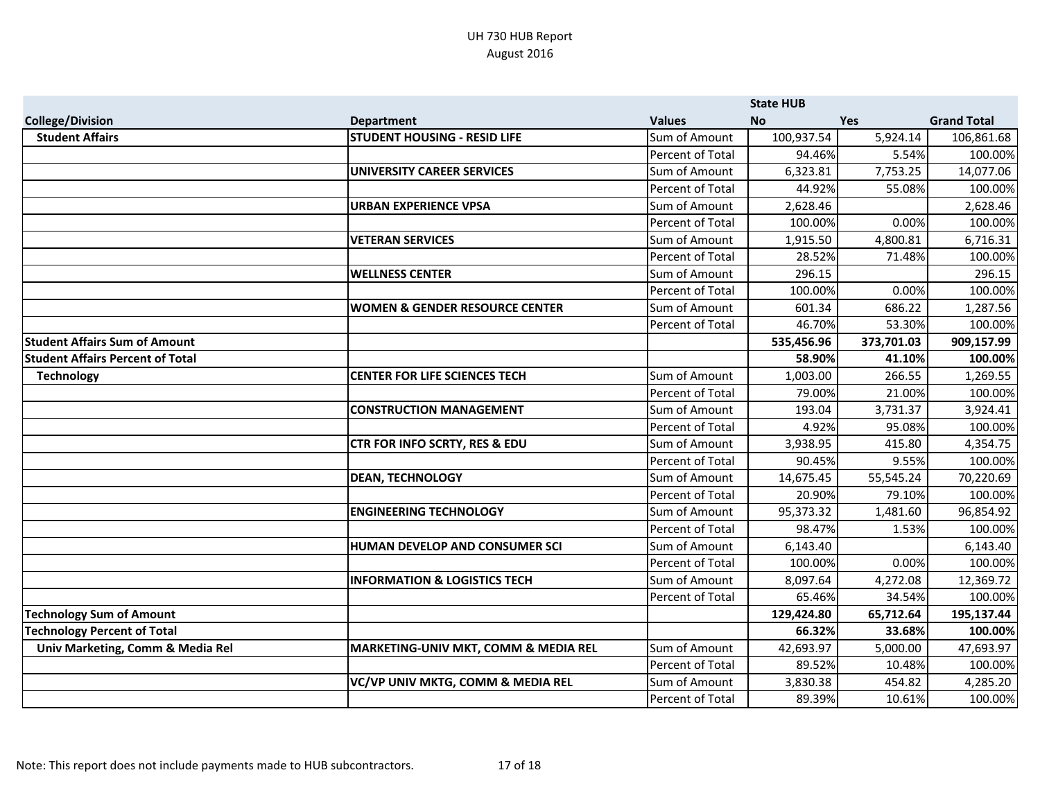UH 730 HUB Report
August 2016

| College/Division | Department | Values | State HUB No | Yes | Grand Total |
|---|---|---|---|---|---|
| **Student Affairs** | **STUDENT HOUSING - RESID LIFE** | Sum of Amount | 100,937.54 | 5,924.14 | 106,861.68 |
| | | Percent of Total | 94.46% | 5.54% | 100.00% |
| | **UNIVERSITY CAREER SERVICES** | Sum of Amount | 6,323.81 | 7,753.25 | 14,077.06 |
| | | Percent of Total | 44.92% | 55.08% | 100.00% |
| | **URBAN EXPERIENCE VPSA** | Sum of Amount | 2,628.46 | | 2,628.46 |
| | | Percent of Total | 100.00% | 0.00% | 100.00% |
| | **VETERAN SERVICES** | Sum of Amount | 1,915.50 | 4,800.81 | 6,716.31 |
| | | Percent of Total | 28.52% | 71.48% | 100.00% |
| | **WELLNESS CENTER** | Sum of Amount | 296.15 | | 296.15 |
| | | Percent of Total | 100.00% | 0.00% | 100.00% |
| | **WOMEN & GENDER RESOURCE CENTER** | Sum of Amount | 601.34 | 686.22 | 1,287.56 |
| | | Percent of Total | 46.70% | 53.30% | 100.00% |
| **Student Affairs Sum of Amount** | | | **535,456.96** | **373,701.03** | **909,157.99** |
| **Student Affairs Percent of Total** | | | **58.90%** | **41.10%** | **100.00%** |
| **Technology** | **CENTER FOR LIFE SCIENCES TECH** | Sum of Amount | 1,003.00 | 266.55 | 1,269.55 |
| | | Percent of Total | 79.00% | 21.00% | 100.00% |
| | **CONSTRUCTION MANAGEMENT** | Sum of Amount | 193.04 | 3,731.37 | 3,924.41 |
| | | Percent of Total | 4.92% | 95.08% | 100.00% |
| | **CTR FOR INFO SCRTY, RES & EDU** | Sum of Amount | 3,938.95 | 415.80 | 4,354.75 |
| | | Percent of Total | 90.45% | 9.55% | 100.00% |
| | **DEAN, TECHNOLOGY** | Sum of Amount | 14,675.45 | 55,545.24 | 70,220.69 |
| | | Percent of Total | 20.90% | 79.10% | 100.00% |
| | **ENGINEERING TECHNOLOGY** | Sum of Amount | 95,373.32 | 1,481.60 | 96,854.92 |
| | | Percent of Total | 98.47% | 1.53% | 100.00% |
| | **HUMAN DEVELOP AND CONSUMER SCI** | Sum of Amount | 6,143.40 | | 6,143.40 |
| | | Percent of Total | 100.00% | 0.00% | 100.00% |
| | **INFORMATION & LOGISTICS TECH** | Sum of Amount | 8,097.64 | 4,272.08 | 12,369.72 |
| | | Percent of Total | 65.46% | 34.54% | 100.00% |
| **Technology Sum of Amount** | | | **129,424.80** | **65,712.64** | **195,137.44** |
| **Technology Percent of Total** | | | **66.32%** | **33.68%** | **100.00%** |
| **Univ Marketing, Comm & Media Rel** | **MARKETING-UNIV MKT, COMM & MEDIA REL** | Sum of Amount | 42,693.97 | 5,000.00 | 47,693.97 |
| | | Percent of Total | 89.52% | 10.48% | 100.00% |
| | **VC/VP UNIV MKTG, COMM & MEDIA REL** | Sum of Amount | 3,830.38 | 454.82 | 4,285.20 |
| | | Percent of Total | 89.39% | 10.61% | 100.00% |

Note: This report does not include payments made to HUB subcontractors.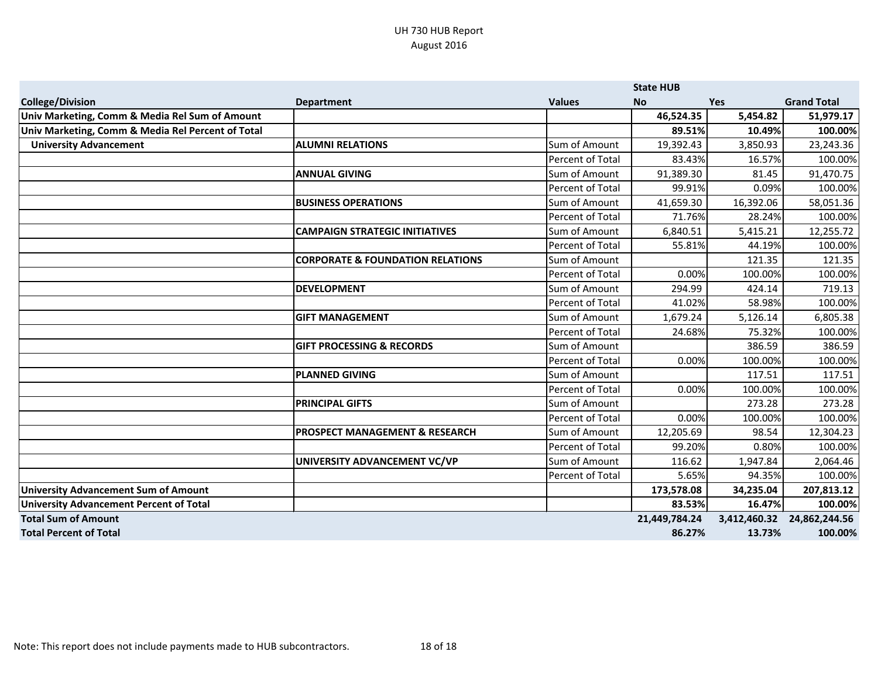UH 730 HUB Report
August 2016

| | | | State HUB | | |
|---|---|---|---|---|---|
| **College/Division** | **Department** | **Values** | **No** | **Yes** | **Grand Total** |
| **Univ Marketing, Comm & Media Rel Sum of Amount** | | | **46,524.35** | **5,454.82** | **51,979.17** |
| **Univ Marketing, Comm & Media Rel Percent of Total** | | | **89.51%** | **10.49%** | **100.00%** |
| **University Advancement** | **ALUMNI RELATIONS** | Sum of Amount | 19,392.43 | 3,850.93 | 23,243.36 |
| | | Percent of Total | 83.43% | 16.57% | 100.00% |
| | **ANNUAL GIVING** | Sum of Amount | 91,389.30 | 81.45 | 91,470.75 |
| | | Percent of Total | 99.91% | 0.09% | 100.00% |
| | **BUSINESS OPERATIONS** | Sum of Amount | 41,659.30 | 16,392.06 | 58,051.36 |
| | | Percent of Total | 71.76% | 28.24% | 100.00% |
| | **CAMPAIGN STRATEGIC INITIATIVES** | Sum of Amount | 6,840.51 | 5,415.21 | 12,255.72 |
| | | Percent of Total | 55.81% | 44.19% | 100.00% |
| | **CORPORATE & FOUNDATION RELATIONS** | Sum of Amount | | 121.35 | 121.35 |
| | | Percent of Total | 0.00% | 100.00% | 100.00% |
| | **DEVELOPMENT** | Sum of Amount | 294.99 | 424.14 | 719.13 |
| | | Percent of Total | 41.02% | 58.98% | 100.00% |
| | **GIFT MANAGEMENT** | Sum of Amount | 1,679.24 | 5,126.14 | 6,805.38 |
| | | Percent of Total | 24.68% | 75.32% | 100.00% |
| | **GIFT PROCESSING & RECORDS** | Sum of Amount | | 386.59 | 386.59 |
| | | Percent of Total | 0.00% | 100.00% | 100.00% |
| | **PLANNED GIVING** | Sum of Amount | | 117.51 | 117.51 |
| | | Percent of Total | 0.00% | 100.00% | 100.00% |
| | **PRINCIPAL GIFTS** | Sum of Amount | | 273.28 | 273.28 |
| | | Percent of Total | 0.00% | 100.00% | 100.00% |
| | **PROSPECT MANAGEMENT & RESEARCH** | Sum of Amount | 12,205.69 | 98.54 | 12,304.23 |
| | | Percent of Total | 99.20% | 0.80% | 100.00% |
| | **UNIVERSITY ADVANCEMENT VC/VP** | Sum of Amount | 116.62 | 1,947.84 | 2,064.46 |
| | | Percent of Total | 5.65% | 94.35% | 100.00% |
| **University Advancement Sum of Amount** | | | **173,578.08** | **34,235.04** | **207,813.12** |
| **University Advancement Percent of Total** | | | **83.53%** | **16.47%** | **100.00%** |
| **Total Sum of Amount** | | | **21,449,784.24** | **3,412,460.32** | **24,862,244.56** |
| **Total Percent of Total** | | | **86.27%** | **13.73%** | **100.00%** |

Note: This report does not include payments made to HUB subcontractors.